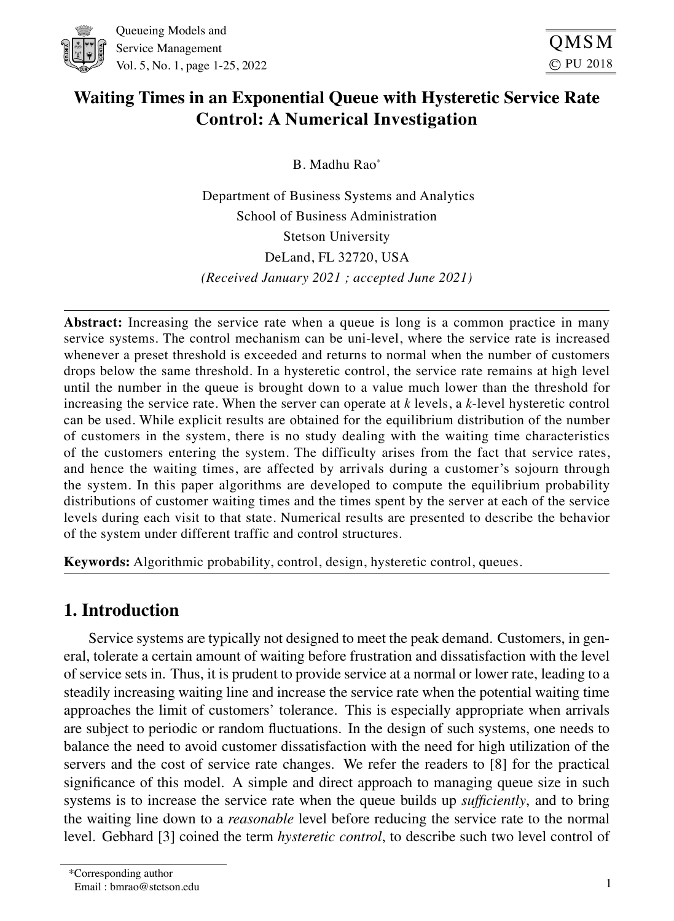# Waiting Times in an Exponential Queue with Hysteretic Service Rate Control: A Numerical Investigation

B. Madhu Rao*

Department of Business Systems and Analytics
School of Business Administration
Stetson University
DeLand, FL 32720, USA
*(Received January 2021 ; accepted June 2021)*

---

**Abstract:** Increasing the service rate when a queue is long is a common practice in many service systems. The control mechanism can be uni-level, where the service rate is increased whenever a preset threshold is exceeded and returns to normal when the number of customers drops below the same threshold. In a hysteretic control, the service rate remains at high level until the number in the queue is brought down to a value much lower than the threshold for increasing the service rate. When the server can operate at $k$ levels, a $k$-level hysteretic control can be used. While explicit results are obtained for the equilibrium distribution of the number of customers in the system, there is no study dealing with the waiting time characteristics of the customers entering the system. The difficulty arises from the fact that service rates, and hence the waiting times, are affected by arrivals during a customer's sojourn through the system. In this paper algorithms are developed to compute the equilibrium probability distributions of customer waiting times and the times spent by the server at each of the service levels during each visit to that state. Numerical results are presented to describe the behavior of the system under different traffic and control structures.

**Keywords:** Algorithmic probability, control, design, hysteretic control, queues.

---

## 1. Introduction

Service systems are typically not designed to meet the peak demand. Customers, in general, tolerate a certain amount of waiting before frustration and dissatisfaction with the level of service sets in. Thus, it is prudent to provide service at a normal or lower rate, leading to a steadily increasing waiting line and increase the service rate when the potential waiting time approaches the limit of customers' tolerance. This is especially appropriate when arrivals are subject to periodic or random fluctuations. In the design of such systems, one needs to balance the need to avoid customer dissatisfaction with the need for high utilization of the servers and the cost of service rate changes. We refer the readers to [8] for the practical significance of this model. A simple and direct approach to managing queue size in such systems is to increase the service rate when the queue builds up *sufficiently*, and to bring the waiting line down to a *reasonable* level before reducing the service rate to the normal level. Gebhard [3] coined the term *hysteretic control*, to describe such two level control of

*Corresponding author
Email : bmrao@stetson.edu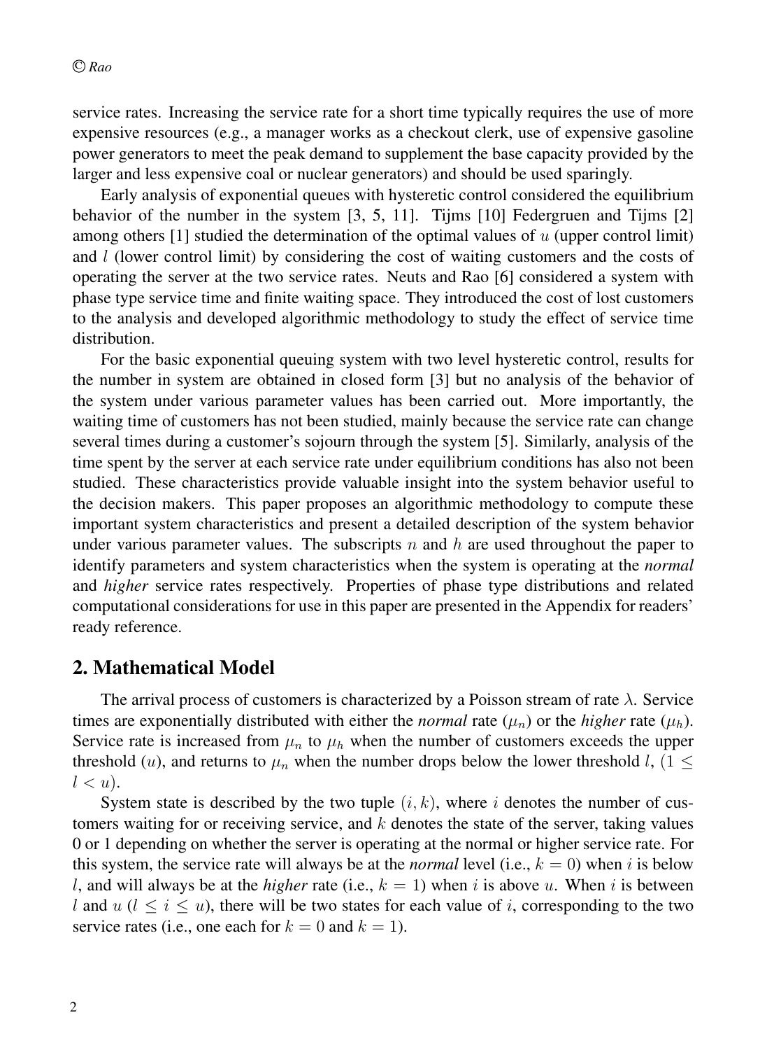service rates. Increasing the service rate for a short time typically requires the use of more expensive resources (e.g., a manager works as a checkout clerk, use of expensive gasoline power generators to meet the peak demand to supplement the base capacity provided by the larger and less expensive coal or nuclear generators) and should be used sparingly.

Early analysis of exponential queues with hysteretic control considered the equilibrium behavior of the number in the system [3, 5, 11]. Tijms [10] Federgruen and Tijms [2] among others [1] studied the determination of the optimal values of $u$ (upper control limit) and $l$ (lower control limit) by considering the cost of waiting customers and the costs of operating the server at the two service rates. Neuts and Rao [6] considered a system with phase type service time and finite waiting space. They introduced the cost of lost customers to the analysis and developed algorithmic methodology to study the effect of service time distribution.

For the basic exponential queuing system with two level hysteretic control, results for the number in system are obtained in closed form [3] but no analysis of the behavior of the system under various parameter values has been carried out. More importantly, the waiting time of customers has not been studied, mainly because the service rate can change several times during a customer's sojourn through the system [5]. Similarly, analysis of the time spent by the server at each service rate under equilibrium conditions has also not been studied. These characteristics provide valuable insight into the system behavior useful to the decision makers. This paper proposes an algorithmic methodology to compute these important system characteristics and present a detailed description of the system behavior under various parameter values. The subscripts $n$ and $h$ are used throughout the paper to identify parameters and system characteristics when the system is operating at the *normal* and *higher* service rates respectively. Properties of phase type distributions and related computational considerations for use in this paper are presented in the Appendix for readers' ready reference.

## 2. Mathematical Model

The arrival process of customers is characterized by a Poisson stream of rate $\lambda$. Service times are exponentially distributed with either the *normal* rate ($\mu_n$) or the *higher* rate ($\mu_h$). Service rate is increased from $\mu_n$ to $\mu_h$ when the number of customers exceeds the upper threshold ($u$), and returns to $\mu_n$ when the number drops below the lower threshold $l$, ($1 \leq l < u$).

System state is described by the two tuple $(i, k)$, where $i$ denotes the number of customers waiting for or receiving service, and $k$ denotes the state of the server, taking values 0 or 1 depending on whether the server is operating at the normal or higher service rate. For this system, the service rate will always be at the *normal* level (i.e., $k = 0$) when $i$ is below $l$, and will always be at the *higher* rate (i.e., $k = 1$) when $i$ is above $u$. When $i$ is between $l$ and $u$ ($l \leq i \leq u$), there will be two states for each value of $i$, corresponding to the two service rates (i.e., one each for $k = 0$ and $k = 1$).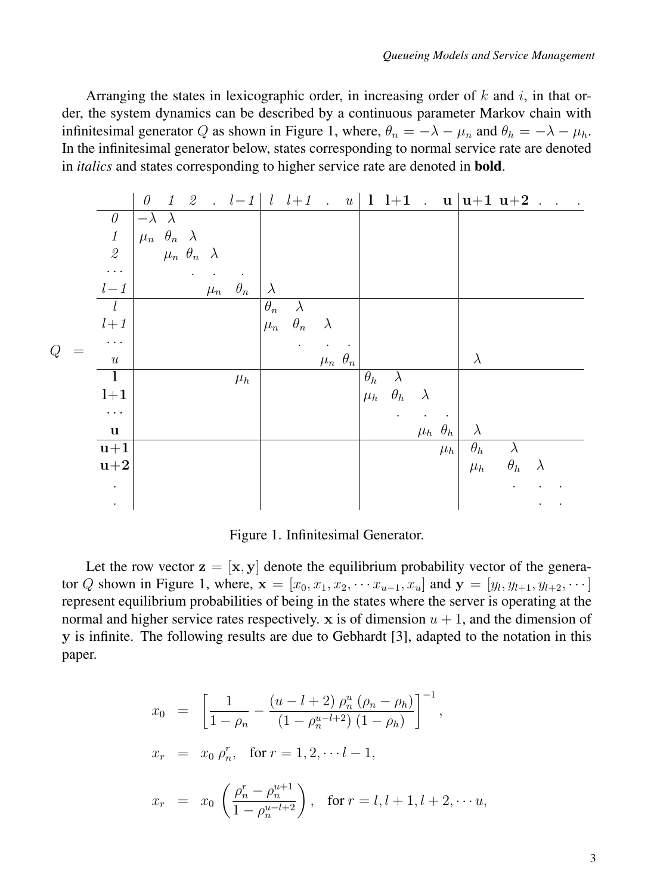Arranging the states in lexicographic order, in increasing order of $k$ and $i$, in that order, the system dynamics can be described by a continuous parameter Markov chain with infinitesimal generator $Q$ as shown in Figure 1, where, $\theta_n = -\lambda - \mu_n$ and $\theta_h = -\lambda - \mu_h$. In the infinitesimal generator below, states corresponding to normal service rate are denoted in *italics* and states corresponding to higher service rate are denoted in **bold**.

$$
Q = \begin{array}{c|ccccc|cccc|cccc|ccccc}
 & \mathit{0} & \mathit{1} & \mathit{2} & . & \mathit{l-1} & \mathit{l} & \mathit{l+1} & . & \mathit{u} & \mathbf{l} & \mathbf{l+1} & . & \mathbf{u} & \mathbf{u+1} & \mathbf{u+2} & . & . & . \\
\hline
\mathit{0} & -\lambda & \lambda & & & & & & & & & & & & & & & & \\
\mathit{1} & \mu_n & \theta_n & \lambda & & & & & & & & & & & & & & & \\
\mathit{2} & & \mu_n & \theta_n & \lambda & & & & & & & & & & & & & & \\
\cdots & & & . & . & . & & & & & & & & & & & & & \\
\mathit{l-1} & & & & \mu_n & \theta_n & \lambda & & & & & & & & & & & & \\
\hline
\mathit{l} & & & & & & \theta_n & \lambda & & & & & & & & & & & \\
\mathit{l+1} & & & & & & \mu_n & \theta_n & \lambda & & & & & & & & & & \\
\cdots & & & & & & & . & . & . & & & & & & & & & \\
\mathit{u} & & & & & & & & \mu_n & \theta_n & & & & & \lambda & & & & \\
\hline
\mathbf{l} & & & & & \mu_h & & & & & \theta_h & \lambda & & & & & & & \\
\mathbf{l+1} & & & & & & & & & & \mu_h & \theta_h & \lambda & & & & & & \\
\cdots & & & & & & & & & & & . & . & . & & & & & \\
\mathbf{u} & & & & & & & & & & & & \mu_h & \theta_h & \lambda & & & & \\
\hline
\mathbf{u+1} & & & & & & & & & & & & & \mu_h & \theta_h & \lambda & & & \\
\mathbf{u+2} & & & & & & & & & & & & & & \mu_h & \theta_h & \lambda & & \\
. & & & & & & & & & & & & & & & . & . & . & \\
. & & & & & & & & & & & & & & & & . & . & \\
\end{array}
$$

Figure 1. Infinitesimal Generator.

Let the row vector $\mathbf{z} = [\mathbf{x}, \mathbf{y}]$ denote the equilibrium probability vector of the generator $Q$ shown in Figure 1, where, $\mathbf{x} = [x_0, x_1, x_2, \cdots x_{u-1}, x_u]$ and $\mathbf{y} = [y_l, y_{l+1}, y_{l+2}, \cdots]$ represent equilibrium probabilities of being in the states where the server is operating at the normal and higher service rates respectively. $\mathbf{x}$ is of dimension $u + 1$, and the dimension of $\mathbf{y}$ is infinite. The following results are due to Gebhardt [3], adapted to the notation in this paper.

$$
\begin{aligned}
x_0 &= \left[ \frac{1}{1-\rho_n} - \frac{(u-l+2)\,\rho_n^u\,(\rho_n - \rho_h)}{(1-\rho_n^{u-l+2})\,(1-\rho_h)} \right]^{-1}, \\
x_r &= x_0\,\rho_n^r, \quad \text{for } r = 1, 2, \cdots l-1, \\
x_r &= x_0\,\left( \frac{\rho_n^r - \rho_n^{u+1}}{1-\rho_n^{u-l+2}} \right), \quad \text{for } r = l, l+1, l+2, \cdots u,
\end{aligned}
$$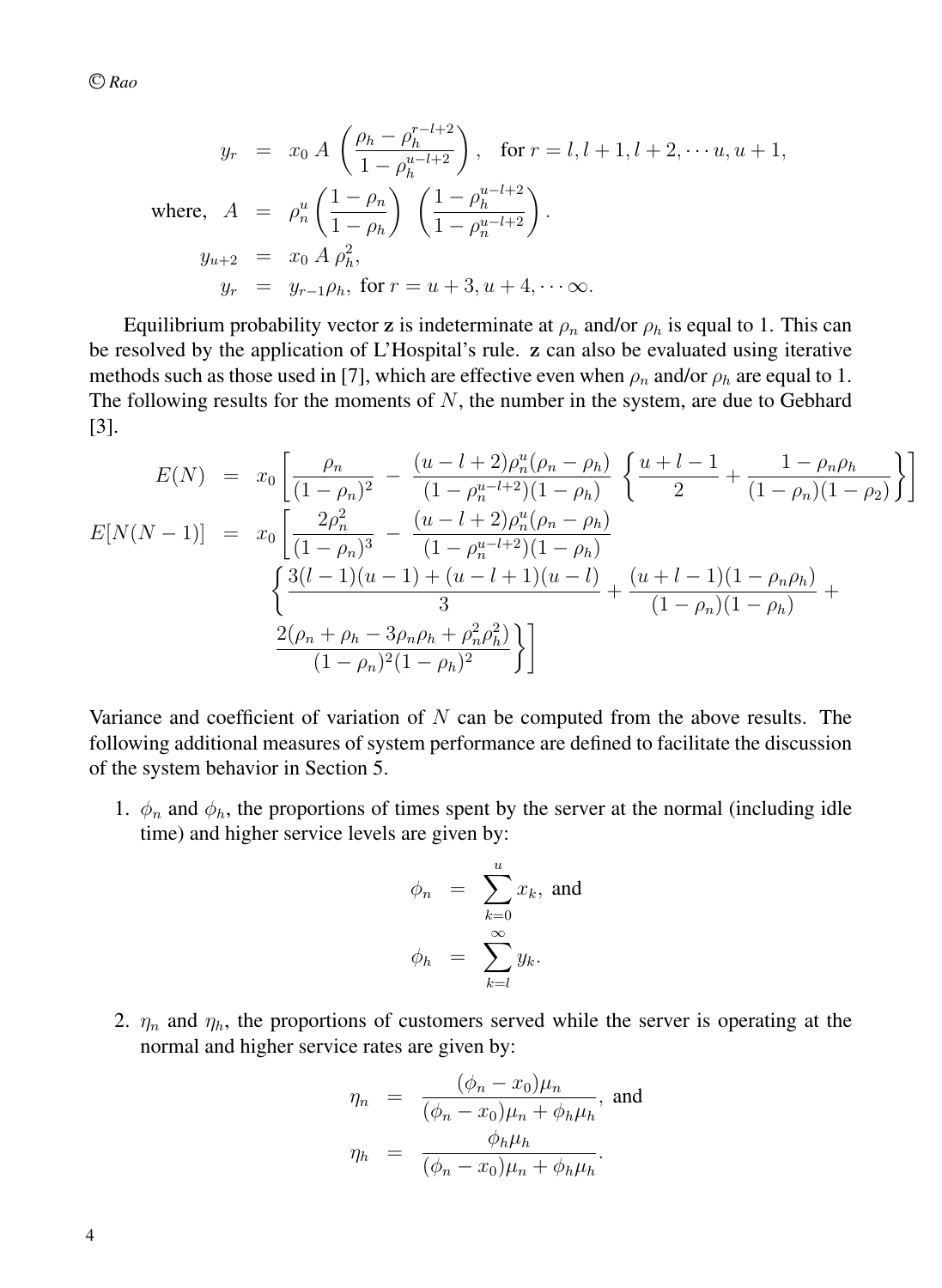$$
\begin{aligned}
y_r &= x_0 \, A \, \left( \frac{\rho_h - \rho_h^{r-l+2}}{1 - \rho_h^{u-l+2}} \right), \quad \text{for } r = l, l+1, l+2, \cdots u, u+1, \\
\text{where,} \;\; A &= \rho_n^u \left( \frac{1-\rho_n}{1-\rho_h} \right) \; \left( \frac{1 - \rho_h^{u-l+2}}{1 - \rho_n^{u-l+2}} \right). \\
y_{u+2} &= x_0 \, A \, \rho_h^2, \\
y_r &= y_{r-1} \rho_h, \text{ for } r = u+3, u+4, \cdots \infty.
\end{aligned}
$$

Equilibrium probability vector **z** is indeterminate at $\rho_n$ and/or $\rho_h$ is equal to 1. This can be resolved by the application of L'Hospital's rule. **z** can also be evaluated using iterative methods such as those used in [7], which are effective even when $\rho_n$ and/or $\rho_h$ are equal to 1. The following results for the moments of $N$, the number in the system, are due to Gebhard [3].

$$
\begin{aligned}
E(N) &= x_0 \left[ \frac{\rho_n}{(1-\rho_n)^2} \; - \; \frac{(u-l+2)\rho_n^u (\rho_n - \rho_h)}{(1-\rho_n^{u-l+2})(1-\rho_h)} \; \left\{ \frac{u+l-1}{2} + \frac{1 - \rho_n \rho_h}{(1-\rho_n)(1-\rho_2)} \right\} \right] \\
E[N(N-1)] &= x_0 \left[ \frac{2\rho_n^2}{(1-\rho_n)^3} \; - \; \frac{(u-l+2)\rho_n^u (\rho_n - \rho_h)}{(1-\rho_n^{u-l+2})(1-\rho_h)} \right. \\
& \qquad \left\{ \frac{3(l-1)(u-1) + (u-l+1)(u-l)}{3} + \frac{(u+l-1)(1-\rho_n\rho_h)}{(1-\rho_n)(1-\rho_h)} + \right. \\
& \qquad \left. \left. \frac{2(\rho_n + \rho_h - 3\rho_n\rho_h + \rho_n^2\rho_h^2)}{(1-\rho_n)^2(1-\rho_h)^2} \right\} \right]
\end{aligned}
$$

Variance and coefficient of variation of $N$ can be computed from the above results. The following additional measures of system performance are defined to facilitate the discussion of the system behavior in Section 5.

1. $\phi_n$ and $\phi_h$, the proportions of times spent by the server at the normal (including idle time) and higher service levels are given by:

$$
\begin{aligned}
\phi_n &= \sum_{k=0}^{u} x_k, \text{ and} \\
\phi_h &= \sum_{k=l}^{\infty} y_k.
\end{aligned}
$$

2. $\eta_n$ and $\eta_h$, the proportions of customers served while the server is operating at the normal and higher service rates are given by:

$$
\begin{aligned}
\eta_n &= \frac{(\phi_n - x_0)\mu_n}{(\phi_n - x_0)\mu_n + \phi_h \mu_h}, \text{ and} \\
\eta_h &= \frac{\phi_h \mu_h}{(\phi_n - x_0)\mu_n + \phi_h \mu_h}.
\end{aligned}
$$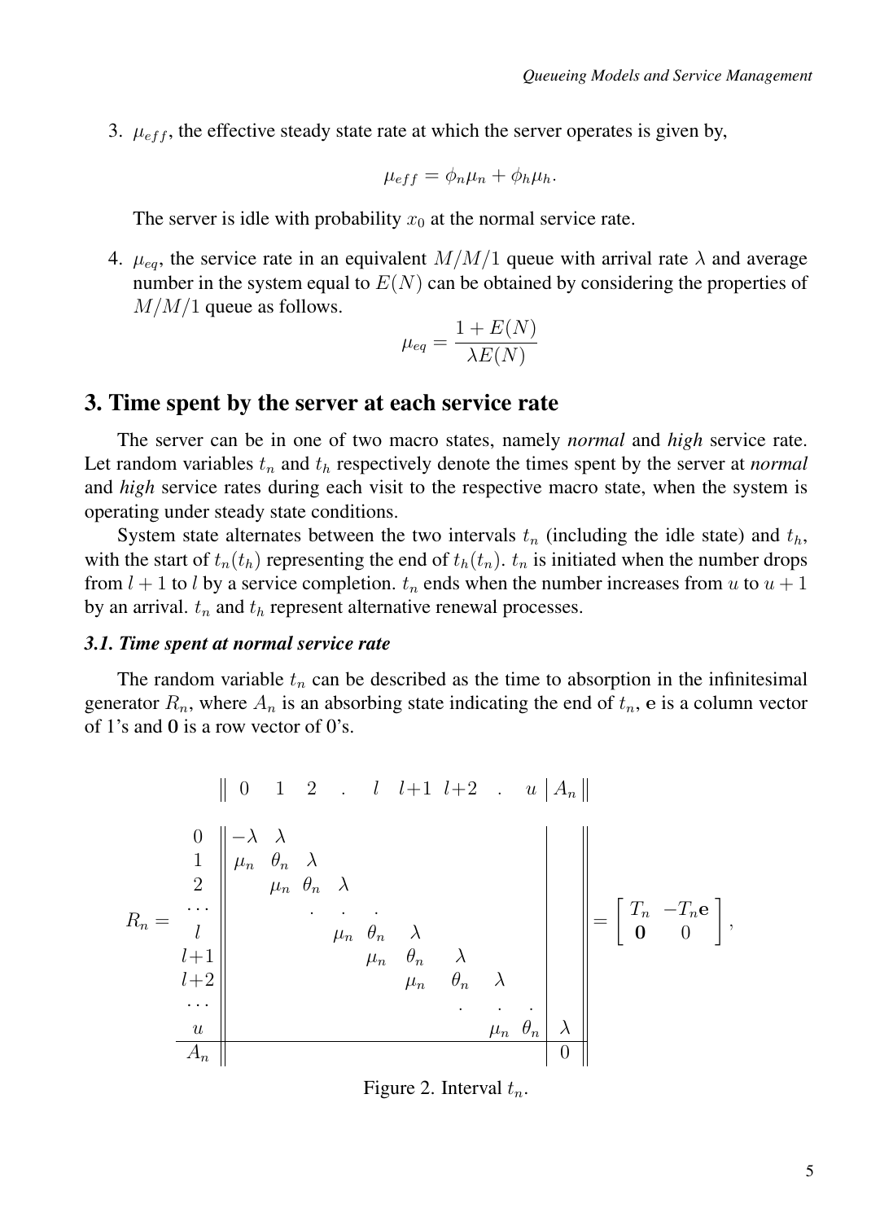3. $\mu_{eff}$, the effective steady state rate at which the server operates is given by,

$$\mu_{eff} = \phi_n \mu_n + \phi_h \mu_h.$$

The server is idle with probability $x_0$ at the normal service rate.

4. $\mu_{eq}$, the service rate in an equivalent $M/M/1$ queue with arrival rate $\lambda$ and average number in the system equal to $E(N)$ can be obtained by considering the properties of $M/M/1$ queue as follows.

$$\mu_{eq} = \frac{1 + E(N)}{\lambda E(N)}$$

## 3. Time spent by the server at each service rate

The server can be in one of two macro states, namely *normal* and *high* service rate. Let random variables $t_n$ and $t_h$ respectively denote the times spent by the server at *normal* and *high* service rates during each visit to the respective macro state, when the system is operating under steady state conditions.

System state alternates between the two intervals $t_n$ (including the idle state) and $t_h$, with the start of $t_n(t_h)$ representing the end of $t_h(t_n)$. $t_n$ is initiated when the number drops from $l+1$ to $l$ by a service completion. $t_n$ ends when the number increases from $u$ to $u+1$ by an arrival. $t_n$ and $t_h$ represent alternative renewal processes.

### 3.1. Time spent at normal service rate

The random variable $t_n$ can be described as the time to absorption in the infinitesimal generator $R_n$, where $A_n$ is an absorbing state indicating the end of $t_n$, $\mathbf{e}$ is a column vector of 1's and $\mathbf{0}$ is a row vector of 0's.

$$R_n = \begin{array}{c|cccccccccc|c}
 & 0 & 1 & 2 & . & l & l{+}1 & l{+}2 & . & u & & A_n \\
\hline
0 & -\lambda & \lambda & & & & & & & & & \\
1 & \mu_n & \theta_n & \lambda & & & & & & & & \\
2 & & \mu_n & \theta_n & \lambda & & & & & & & \\
\cdots & & & . & . & . & & & & & & \\
l & & & & \mu_n & \theta_n & \lambda & & & & & \\
l{+}1 & & & & & \mu_n & \theta_n & \lambda & & & & \\
l{+}2 & & & & & & \mu_n & \theta_n & \lambda & & & \\
\cdots & & & & & & & . & . & . & & \\
u & & & & & & & & \mu_n & \theta_n & & \lambda \\
\hline
A_n & & & & & & & & & & & 0
\end{array} = \begin{bmatrix} T_n & -T_n\mathbf{e} \\ \mathbf{0} & 0 \end{bmatrix},$$

Figure 2. Interval $t_n$.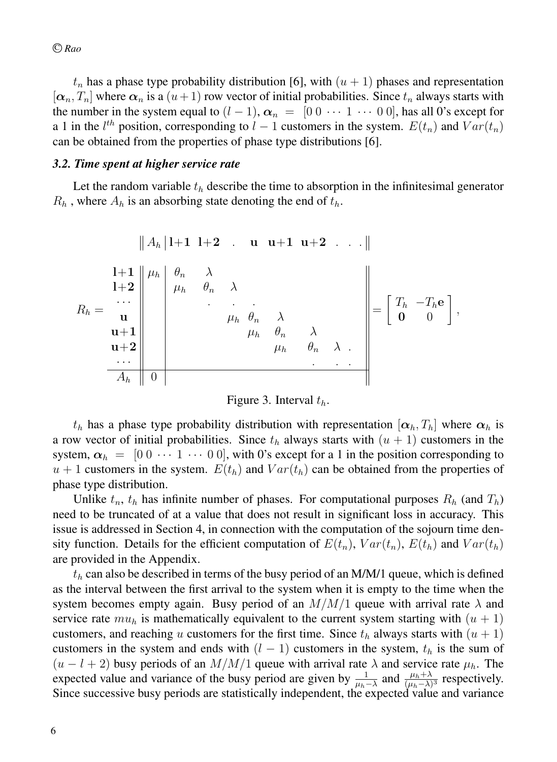$t_n$ has a phase type probability distribution [6], with $(u+1)$ phases and representation $[\boldsymbol{\alpha}_n, T_n]$ where $\boldsymbol{\alpha}_n$ is a $(u+1)$ row vector of initial probabilities. Since $t_n$ always starts with the number in the system equal to $(l-1)$, $\boldsymbol{\alpha}_n = [0\ 0\ \cdots\ 1\ \cdots\ 0\ 0]$, has all 0's except for a 1 in the $l^{th}$ position, corresponding to $l-1$ customers in the system. $E(t_n)$ and $Var(t_n)$ can be obtained from the properties of phase type distributions [6].

### *3.2. Time spent at higher service rate*

Let the random variable $t_h$ describe the time to absorption in the infinitesimal generator $R_h$ , where $A_h$ is an absorbing state denoting the end of $t_h$.

$$
R_h = \begin{array}{c|c|cccccccc}
 & A_h & \mathbf{l{+}1} & \mathbf{l{+}2} & . & \mathbf{u} & \mathbf{u{+}1} & \mathbf{u{+}2} & . & . \\
\hline
\mathbf{l{+}1} & \mu_h & \theta_n & \lambda & & & & & & \\
\mathbf{l{+}2} & & \mu_h & \theta_n & \lambda & & & & & \\
\cdots & & & . & . & . & & & & \\
\mathbf{u} & & & & \mu_h & \theta_n & \lambda & & & \\
\mathbf{u{+}1} & & & & & \mu_h & \theta_n & \lambda & & \\
\mathbf{u{+}2} & & & & & & \mu_h & \theta_n & \lambda & . \\
\cdots & & & & & & & . & . & . \\
\hline
A_h & 0 & & & & & & & &
\end{array}
= \begin{bmatrix} T_h & -T_h\mathbf{e} \\ \mathbf{0} & 0 \end{bmatrix},
$$

Figure 3. Interval $t_h$.

$t_h$ has a phase type probability distribution with representation $[\boldsymbol{\alpha}_h, T_h]$ where $\boldsymbol{\alpha}_h$ is a row vector of initial probabilities. Since $t_h$ always starts with $(u+1)$ customers in the system, $\boldsymbol{\alpha}_h = [0\ 0\ \cdots\ 1\ \cdots\ 0\ 0]$, with 0's except for a 1 in the position corresponding to $u+1$ customers in the system. $E(t_h)$ and $Var(t_h)$ can be obtained from the properties of phase type distribution.

Unlike $t_n$, $t_h$ has infinite number of phases. For computational purposes $R_h$ (and $T_h$) need to be truncated of at a value that does not result in significant loss in accuracy. This issue is addressed in Section 4, in connection with the computation of the sojourn time density function. Details for the efficient computation of $E(t_n)$, $Var(t_n)$, $E(t_h)$ and $Var(t_h)$ are provided in the Appendix.

$t_h$ can also be described in terms of the busy period of an M/M/1 queue, which is defined as the interval between the first arrival to the system when it is empty to the time when the system becomes empty again. Busy period of an $M/M/1$ queue with arrival rate $\lambda$ and service rate $mu_h$ is mathematically equivalent to the current system starting with $(u+1)$ customers, and reaching $u$ customers for the first time. Since $t_h$ always starts with $(u+1)$ customers in the system and ends with $(l-1)$ customers in the system, $t_h$ is the sum of $(u-l+2)$ busy periods of an $M/M/1$ queue with arrival rate $\lambda$ and service rate $\mu_h$. The expected value and variance of the busy period are given by $\frac{1}{\mu_h-\lambda}$ and $\frac{\mu_h+\lambda}{(\mu_h-\lambda)^3}$ respectively. Since successive busy periods are statistically independent, the expected value and variance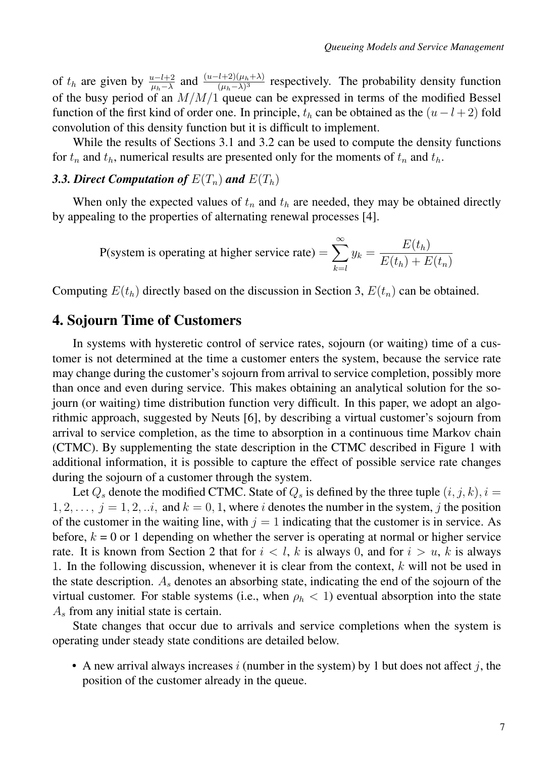of $t_h$ are given by $\frac{u-l+2}{\mu_h-\lambda}$ and $\frac{(u-l+2)(\mu_h+\lambda)}{(\mu_h-\lambda)^3}$ respectively. The probability density function of the busy period of an $M/M/1$ queue can be expressed in terms of the modified Bessel function of the first kind of order one. In principle, $t_h$ can be obtained as the $(u-l+2)$ fold convolution of this density function but it is difficult to implement.

While the results of Sections 3.1 and 3.2 can be used to compute the density functions for $t_n$ and $t_h$, numerical results are presented only for the moments of $t_n$ and $t_h$.

### *3.3. Direct Computation of $E(T_n)$ and $E(T_h)$*

When only the expected values of $t_n$ and $t_h$ are needed, they may be obtained directly by appealing to the properties of alternating renewal processes [4].

$$\text{P(system is operating at higher service rate)} = \sum_{k=l}^{\infty} y_k = \frac{E(t_h)}{E(t_h) + E(t_n)}$$

Computing $E(t_h)$ directly based on the discussion in Section 3, $E(t_n)$ can be obtained.

## 4. Sojourn Time of Customers

In systems with hysteretic control of service rates, sojourn (or waiting) time of a customer is not determined at the time a customer enters the system, because the service rate may change during the customer's sojourn from arrival to service completion, possibly more than once and even during service. This makes obtaining an analytical solution for the sojourn (or waiting) time distribution function very difficult. In this paper, we adopt an algorithmic approach, suggested by Neuts [6], by describing a virtual customer's sojourn from arrival to service completion, as the time to absorption in a continuous time Markov chain (CTMC). By supplementing the state description in the CTMC described in Figure 1 with additional information, it is possible to capture the effect of possible service rate changes during the sojourn of a customer through the system.

Let $Q_s$ denote the modified CTMC. State of $Q_s$ is defined by the three tuple $(i, j, k), i = 1, 2, \ldots,\ j = 1, 2, ..i,$ and $k = 0, 1$, where $i$ denotes the number in the system, $j$ the position of the customer in the waiting line, with $j = 1$ indicating that the customer is in service. As before, $k$ = 0 or 1 depending on whether the server is operating at normal or higher service rate. It is known from Section 2 that for $i < l$, $k$ is always 0, and for $i > u$, $k$ is always 1. In the following discussion, whenever it is clear from the context, $k$ will not be used in the state description. $A_s$ denotes an absorbing state, indicating the end of the sojourn of the virtual customer. For stable systems (i.e., when $\rho_h < 1$) eventual absorption into the state $A_s$ from any initial state is certain.

State changes that occur due to arrivals and service completions when the system is operating under steady state conditions are detailed below.

- A new arrival always increases $i$ (number in the system) by 1 but does not affect $j$, the position of the customer already in the queue.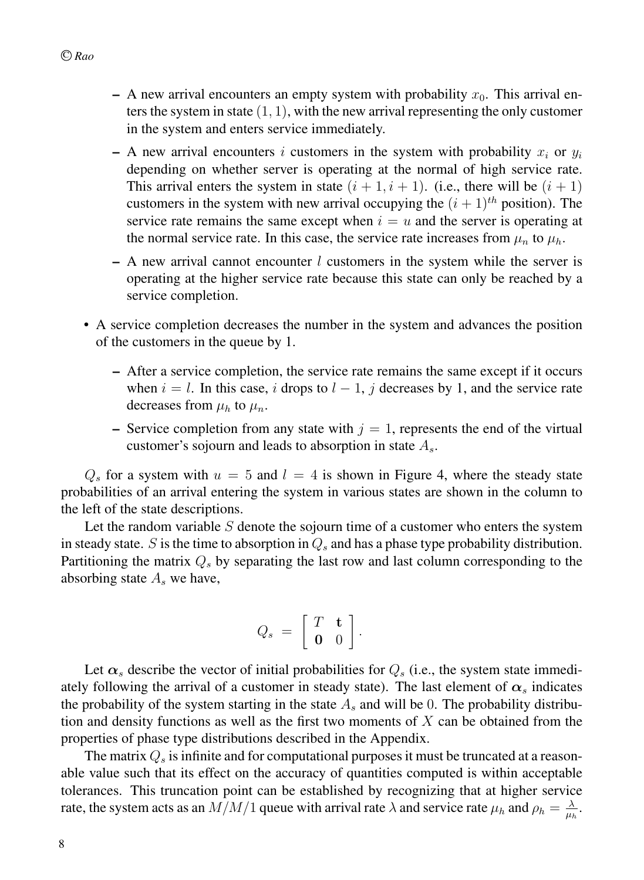- A new arrival encounters an empty system with probability $x_0$. This arrival enters the system in state $(1, 1)$, with the new arrival representing the only customer in the system and enters service immediately.
- A new arrival encounters $i$ customers in the system with probability $x_i$ or $y_i$ depending on whether server is operating at the normal of high service rate. This arrival enters the system in state $(i+1, i+1)$. (i.e., there will be $(i+1)$ customers in the system with new arrival occupying the $(i+1)^{th}$ position). The service rate remains the same except when $i = u$ and the server is operating at the normal service rate. In this case, the service rate increases from $\mu_n$ to $\mu_h$.
- A new arrival cannot encounter $l$ customers in the system while the server is operating at the higher service rate because this state can only be reached by a service completion.

- A service completion decreases the number in the system and advances the position of the customers in the queue by 1.
  - After a service completion, the service rate remains the same except if it occurs when $i = l$. In this case, $i$ drops to $l - 1$, $j$ decreases by 1, and the service rate decreases from $\mu_h$ to $\mu_n$.
  - Service completion from any state with $j = 1$, represents the end of the virtual customer's sojourn and leads to absorption in state $A_s$.

$Q_s$ for a system with $u = 5$ and $l = 4$ is shown in Figure 4, where the steady state probabilities of an arrival entering the system in various states are shown in the column to the left of the state descriptions.

Let the random variable $S$ denote the sojourn time of a customer who enters the system in steady state. $S$ is the time to absorption in $Q_s$ and has a phase type probability distribution. Partitioning the matrix $Q_s$ by separating the last row and last column corresponding to the absorbing state $A_s$ we have,

$$Q_s = \begin{bmatrix} T & \mathbf{t} \\ \mathbf{0} & 0 \end{bmatrix}.$$

Let $\boldsymbol{\alpha}_s$ describe the vector of initial probabilities for $Q_s$ (i.e., the system state immediately following the arrival of a customer in steady state). The last element of $\boldsymbol{\alpha}_s$ indicates the probability of the system starting in the state $A_s$ and will be 0. The probability distribution and density functions as well as the first two moments of $X$ can be obtained from the properties of phase type distributions described in the Appendix.

The matrix $Q_s$ is infinite and for computational purposes it must be truncated at a reasonable value such that its effect on the accuracy of quantities computed is within acceptable tolerances. This truncation point can be established by recognizing that at higher service rate, the system acts as an $M/M/1$ queue with arrival rate $\lambda$ and service rate $\mu_h$ and $\rho_h = \frac{\lambda}{\mu_h}$.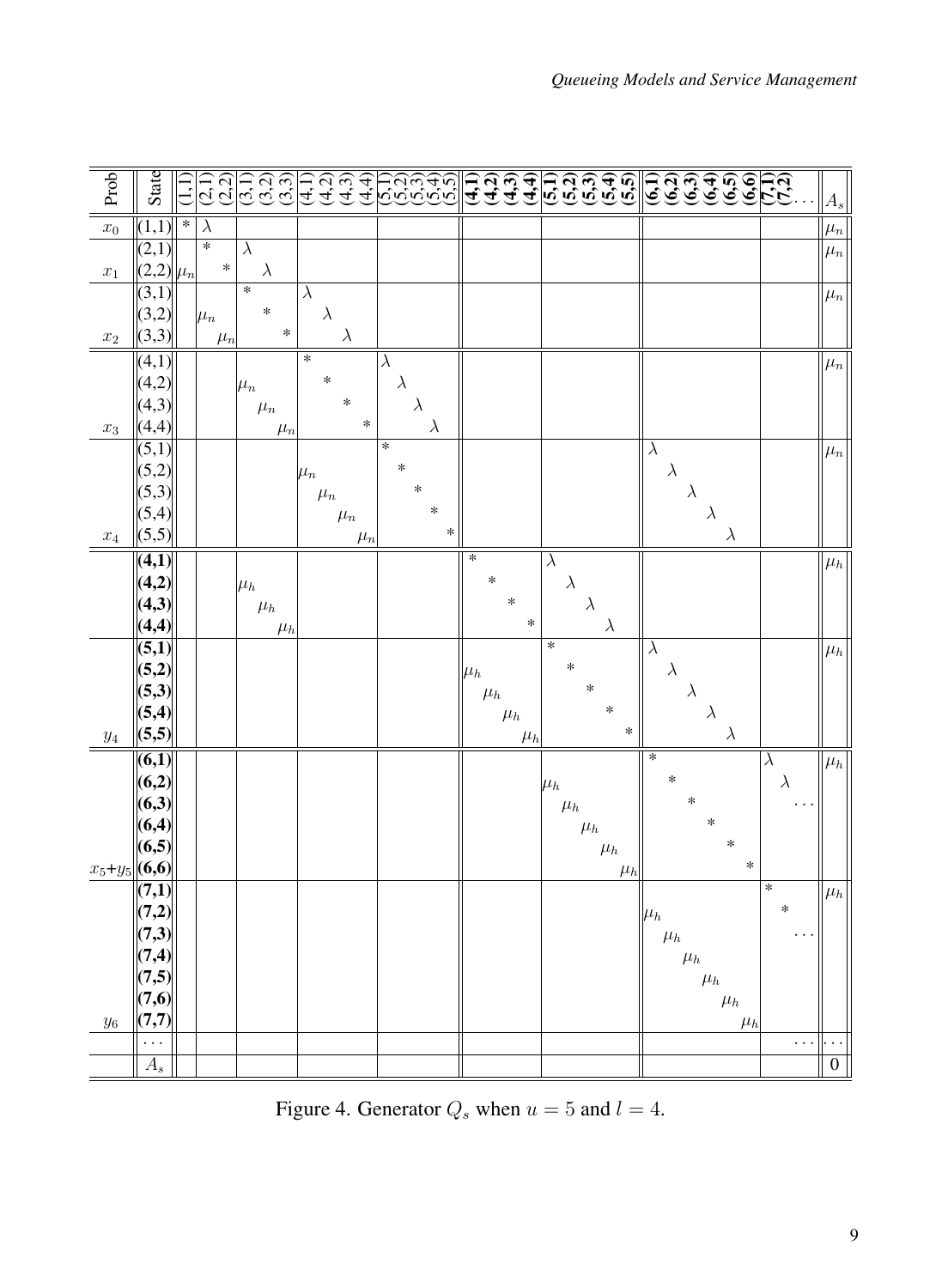| Prob | State | (1,1) | (2,1) | (2,2) | (3,1) | (3,2) | (3,3) | (4,1) | (4,2) | (4,3) | (4,4) | (5,1) | (5,2) | (5,3) | (5,4) | (5,5) | **(4,1)** | **(4,2)** | **(4,3)** | **(4,4)** | **(5,1)** | **(5,2)** | **(5,3)** | **(5,4)** | **(5,5)** | **(6,1)** | **(6,2)** | **(6,3)** | **(6,4)** | **(6,5)** | **(6,6)** | **(7,1)** | **(7,2)** | ... | $A_s$ |
|---|---|---|---|---|---|---|---|---|---|---|---|---|---|---|---|---|---|---|---|---|---|---|---|---|---|---|---|---|---|---|---|---|---|---|---|
| $x_0$ | (1,1) | * | $\lambda$ | | | | | | | | | | | | | | | | | | | | | | | | | | | | | | | | $\mu_n$ |
| | (2,1) | | * | | $\lambda$ | | | | | | | | | | | | | | | | | | | | | | | | | | | | | | $\mu_n$ |
| $x_1$ | (2,2) | $\mu_n$ | | * | | $\lambda$ | | | | | | | | | | | | | | | | | | | | | | | | | | | | | |
| | (3,1) | | | | * | | | $\lambda$ | | | | | | | | | | | | | | | | | | | | | | | | | | | $\mu_n$ |
| | (3,2) | | $\mu_n$ | | | * | | | $\lambda$ | | | | | | | | | | | | | | | | | | | | | | | | | | |
| $x_2$ | (3,3) | | | $\mu_n$ | | | * | | | $\lambda$ | | | | | | | | | | | | | | | | | | | | | | | | | |
| | (4,1) | | | | | | | * | | | | $\lambda$ | | | | | | | | | | | | | | | | | | | | | | | $\mu_n$ |
| | (4,2) | | | | $\mu_n$ | | | | * | | | | $\lambda$ | | | | | | | | | | | | | | | | | | | | | | |
| | (4,3) | | | | | $\mu_n$ | | | | * | | | | $\lambda$ | | | | | | | | | | | | | | | | | | | | | |
| $x_3$ | (4,4) | | | | | | $\mu_n$ | | | | * | | | | $\lambda$ | | | | | | | | | | | | | | | | | | | | |
| | (5,1) | | | | | | | | | | | * | | | | | | | | | | | | | | $\lambda$ | | | | | | | | | $\mu_n$ |
| | (5,2) | | | | | | | $\mu_n$ | | | | | * | | | | | | | | | | | | | | $\lambda$ | | | | | | | | |
| | (5,3) | | | | | | | | $\mu_n$ | | | | | * | | | | | | | | | | | | | | $\lambda$ | | | | | | | |
| | (5,4) | | | | | | | | | $\mu_n$ | | | | | * | | | | | | | | | | | | | | $\lambda$ | | | | | | |
| $x_4$ | (5,5) | | | | | | | | | | $\mu_n$ | | | | | * | | | | | | | | | | | | | | $\lambda$ | | | | | |
| | **(4,1)** | | | | | | | | | | | | | | | | * | | | | $\lambda$ | | | | | | | | | | | | | | $\mu_h$ |
| | **(4,2)** | | | | $\mu_h$ | | | | | | | | | | | | | * | | | | $\lambda$ | | | | | | | | | | | | | |
| | **(4,3)** | | | | | $\mu_h$ | | | | | | | | | | | | | * | | | | $\lambda$ | | | | | | | | | | | | |
| | **(4,4)** | | | | | | $\mu_h$ | | | | | | | | | | | | | * | | | | $\lambda$ | | | | | | | | | | | |
| | **(5,1)** | | | | | | | | | | | | | | | | | | | | * | | | | | $\lambda$ | | | | | | | | | $\mu_h$ |
| | **(5,2)** | | | | | | | | | | | | | | | | $\mu_h$ | | | | | * | | | | | $\lambda$ | | | | | | | | |
| | **(5,3)** | | | | | | | | | | | | | | | | | $\mu_h$ | | | | | * | | | | | $\lambda$ | | | | | | | |
| | **(5,4)** | | | | | | | | | | | | | | | | | | $\mu_h$ | | | | | * | | | | | $\lambda$ | | | | | | |
| $y_4$ | **(5,5)** | | | | | | | | | | | | | | | | | | | $\mu_h$ | | | | | * | | | | | $\lambda$ | | | | | |
| | **(6,1)** | | | | | | | | | | | | | | | | | | | | | | | | | * | | | | | | $\lambda$ | | | $\mu_h$ |
| | **(6,2)** | | | | | | | | | | | | | | | | | | | | $\mu_h$ | | | | | | * | | | | | | $\lambda$ | | |
| | **(6,3)** | | | | | | | | | | | | | | | | | | | | | $\mu_h$ | | | | | | * | | | | | | ... | |
| | **(6,4)** | | | | | | | | | | | | | | | | | | | | | | $\mu_h$ | | | | | | * | | | | | | |
| | **(6,5)** | | | | | | | | | | | | | | | | | | | | | | | $\mu_h$ | | | | | | * | | | | | |
| $x_5$+$y_5$ | **(6,6)** | | | | | | | | | | | | | | | | | | | | | | | | $\mu_h$ | | | | | | * | | | | |
| | **(7,1)** | | | | | | | | | | | | | | | | | | | | | | | | | | | | | | | * | | | $\mu_h$ |
| | **(7,2)** | | | | | | | | | | | | | | | | | | | | | | | | | $\mu_h$ | | | | | | | * | | |
| | **(7,3)** | | | | | | | | | | | | | | | | | | | | | | | | | | $\mu_h$ | | | | | | | ... | |
| | **(7,4)** | | | | | | | | | | | | | | | | | | | | | | | | | | | $\mu_h$ | | | | | | | |
| | **(7,5)** | | | | | | | | | | | | | | | | | | | | | | | | | | | | $\mu_h$ | | | | | | |
| | **(7,6)** | | | | | | | | | | | | | | | | | | | | | | | | | | | | | $\mu_h$ | | | | | |
| $y_6$ | **(7,7)** | | | | | | | | | | | | | | | | | | | | | | | | | | | | | | $\mu_h$ | | | | |
| | ... | | | | | | | | | | | | | | | | | | | | | | | | | | | | | | | | | ... | ... |
| | $A_s$ | | | | | | | | | | | | | | | | | | | | | | | | | | | | | | | | | | 0 |

Figure 4. Generator $Q_s$ when $u = 5$ and $l = 4$.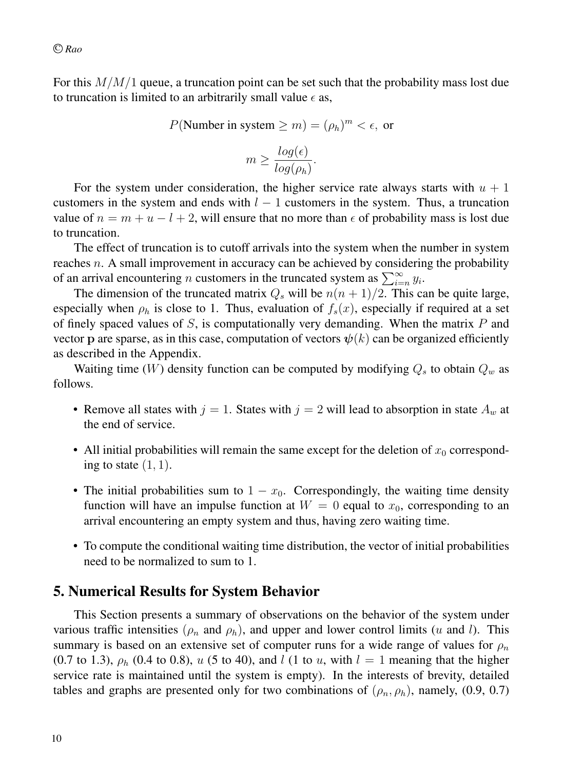For this $M/M/1$ queue, a truncation point can be set such that the probability mass lost due to truncation is limited to an arbitrarily small value $\epsilon$ as,

$$P(\text{Number in system} \geq m) = (\rho_h)^m < \epsilon, \text{ or}$$

$$m \geq \frac{log(\epsilon)}{log(\rho_h)}.$$

For the system under consideration, the higher service rate always starts with $u+1$ customers in the system and ends with $l-1$ customers in the system. Thus, a truncation value of $n = m + u - l + 2$, will ensure that no more than $\epsilon$ of probability mass is lost due to truncation.

The effect of truncation is to cutoff arrivals into the system when the number in system reaches $n$. A small improvement in accuracy can be achieved by considering the probability of an arrival encountering $n$ customers in the truncated system as $\sum_{i=n}^{\infty} y_i$.

The dimension of the truncated matrix $Q_s$ will be $n(n+1)/2$. This can be quite large, especially when $\rho_h$ is close to 1. Thus, evaluation of $f_s(x)$, especially if required at a set of finely spaced values of $S$, is computationally very demanding. When the matrix $P$ and vector $\mathbf{p}$ are sparse, as in this case, computation of vectors $\boldsymbol{\psi}(k)$ can be organized efficiently as described in the Appendix.

Waiting time ($W$) density function can be computed by modifying $Q_s$ to obtain $Q_w$ as follows.

- Remove all states with $j = 1$. States with $j = 2$ will lead to absorption in state $A_w$ at the end of service.
- All initial probabilities will remain the same except for the deletion of $x_0$ corresponding to state $(1, 1)$.
- The initial probabilities sum to $1 - x_0$. Correspondingly, the waiting time density function will have an impulse function at $W = 0$ equal to $x_0$, corresponding to an arrival encountering an empty system and thus, having zero waiting time.
- To compute the conditional waiting time distribution, the vector of initial probabilities need to be normalized to sum to 1.

## 5. Numerical Results for System Behavior

This Section presents a summary of observations on the behavior of the system under various traffic intensities ($\rho_n$ and $\rho_h$), and upper and lower control limits ($u$ and $l$). This summary is based on an extensive set of computer runs for a wide range of values for $\rho_n$ (0.7 to 1.3), $\rho_h$ (0.4 to 0.8), $u$ (5 to 40), and $l$ (1 to $u$, with $l = 1$ meaning that the higher service rate is maintained until the system is empty). In the interests of brevity, detailed tables and graphs are presented only for two combinations of $(\rho_n, \rho_h)$, namely, (0.9, 0.7)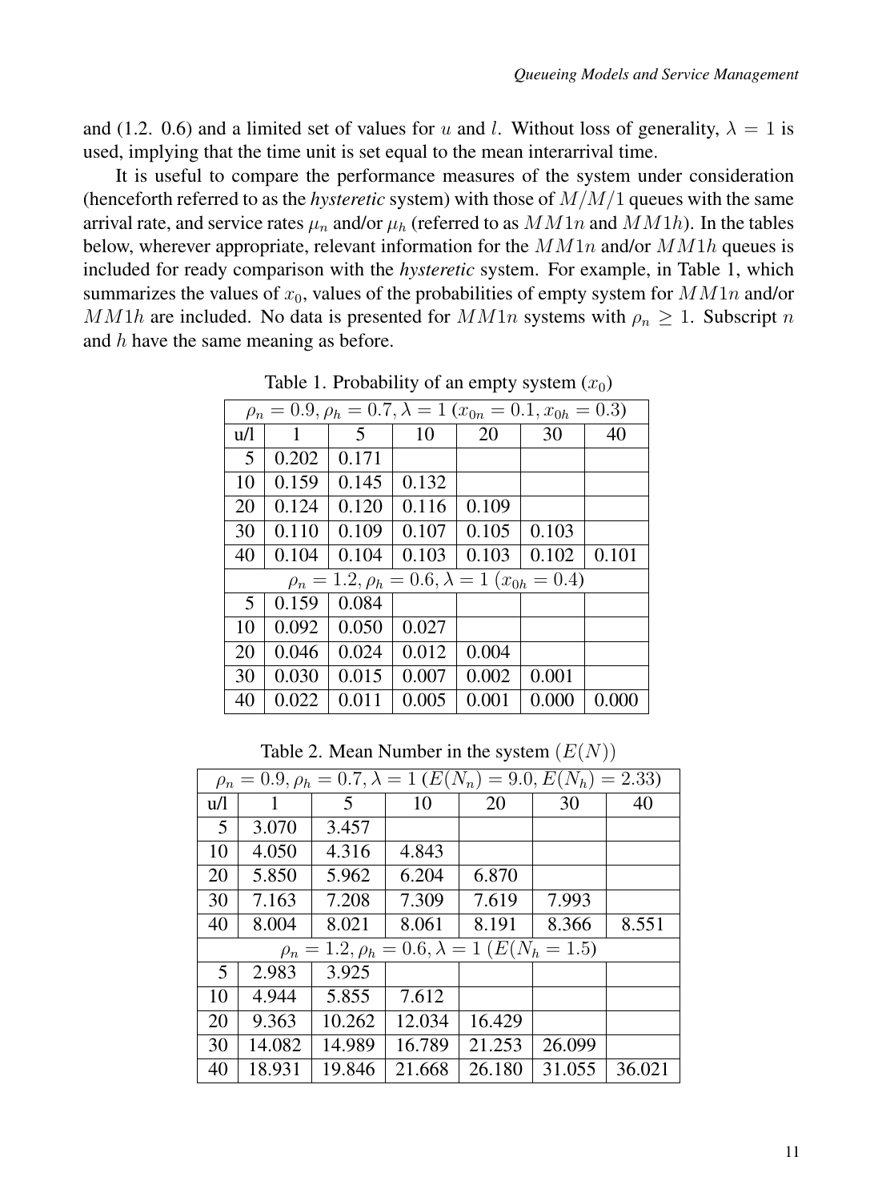and (1.2. 0.6) and a limited set of values for $u$ and $l$. Without loss of generality, $\lambda = 1$ is used, implying that the time unit is set equal to the mean interarrival time.

It is useful to compare the performance measures of the system under consideration (henceforth referred to as the *hysteretic* system) with those of $M/M/1$ queues with the same arrival rate, and service rates $\mu_n$ and/or $\mu_h$ (referred to as $MM1n$ and $MM1h$). In the tables below, wherever appropriate, relevant information for the $MM1n$ and/or $MM1h$ queues is included for ready comparison with the *hysteretic* system. For example, in Table 1, which summarizes the values of $x_0$, values of the probabilities of empty system for $MM1n$ and/or $MM1h$ are included. No data is presented for $MM1n$ systems with $\rho_n \geq 1$. Subscript $n$ and $h$ have the same meaning as before.

Table 1. Probability of an empty system ($x_0$)

| $\rho_n = 0.9, \rho_h = 0.7, \lambda = 1$ ($x_{0n} = 0.1, x_{0h} = 0.3$) | | | | | | |
|---|---|---|---|---|---|---|
| u/l | 1 | 5 | 10 | 20 | 30 | 40 |
| 5 | 0.202 | 0.171 | | | | |
| 10 | 0.159 | 0.145 | 0.132 | | | |
| 20 | 0.124 | 0.120 | 0.116 | 0.109 | | |
| 30 | 0.110 | 0.109 | 0.107 | 0.105 | 0.103 | |
| 40 | 0.104 | 0.104 | 0.103 | 0.103 | 0.102 | 0.101 |
| $\rho_n = 1.2, \rho_h = 0.6, \lambda = 1$ ($x_{0h} = 0.4$) | | | | | | |
| 5 | 0.159 | 0.084 | | | | |
| 10 | 0.092 | 0.050 | 0.027 | | | |
| 20 | 0.046 | 0.024 | 0.012 | 0.004 | | |
| 30 | 0.030 | 0.015 | 0.007 | 0.002 | 0.001 | |
| 40 | 0.022 | 0.011 | 0.005 | 0.001 | 0.000 | 0.000 |

Table 2. Mean Number in the system ($E(N)$)

| $\rho_n = 0.9, \rho_h = 0.7, \lambda = 1$ ($E(N_n) = 9.0, E(N_h) = 2.33$) | | | | | | |
|---|---|---|---|---|---|---|
| u/l | 1 | 5 | 10 | 20 | 30 | 40 |
| 5 | 3.070 | 3.457 | | | | |
| 10 | 4.050 | 4.316 | 4.843 | | | |
| 20 | 5.850 | 5.962 | 6.204 | 6.870 | | |
| 30 | 7.163 | 7.208 | 7.309 | 7.619 | 7.993 | |
| 40 | 8.004 | 8.021 | 8.061 | 8.191 | 8.366 | 8.551 |
| $\rho_n = 1.2, \rho_h = 0.6, \lambda = 1$ ($E(N_h = 1.5)$) | | | | | | |
| 5 | 2.983 | 3.925 | | | | |
| 10 | 4.944 | 5.855 | 7.612 | | | |
| 20 | 9.363 | 10.262 | 12.034 | 16.429 | | |
| 30 | 14.082 | 14.989 | 16.789 | 21.253 | 26.099 | |
| 40 | 18.931 | 19.846 | 21.668 | 26.180 | 31.055 | 36.021 |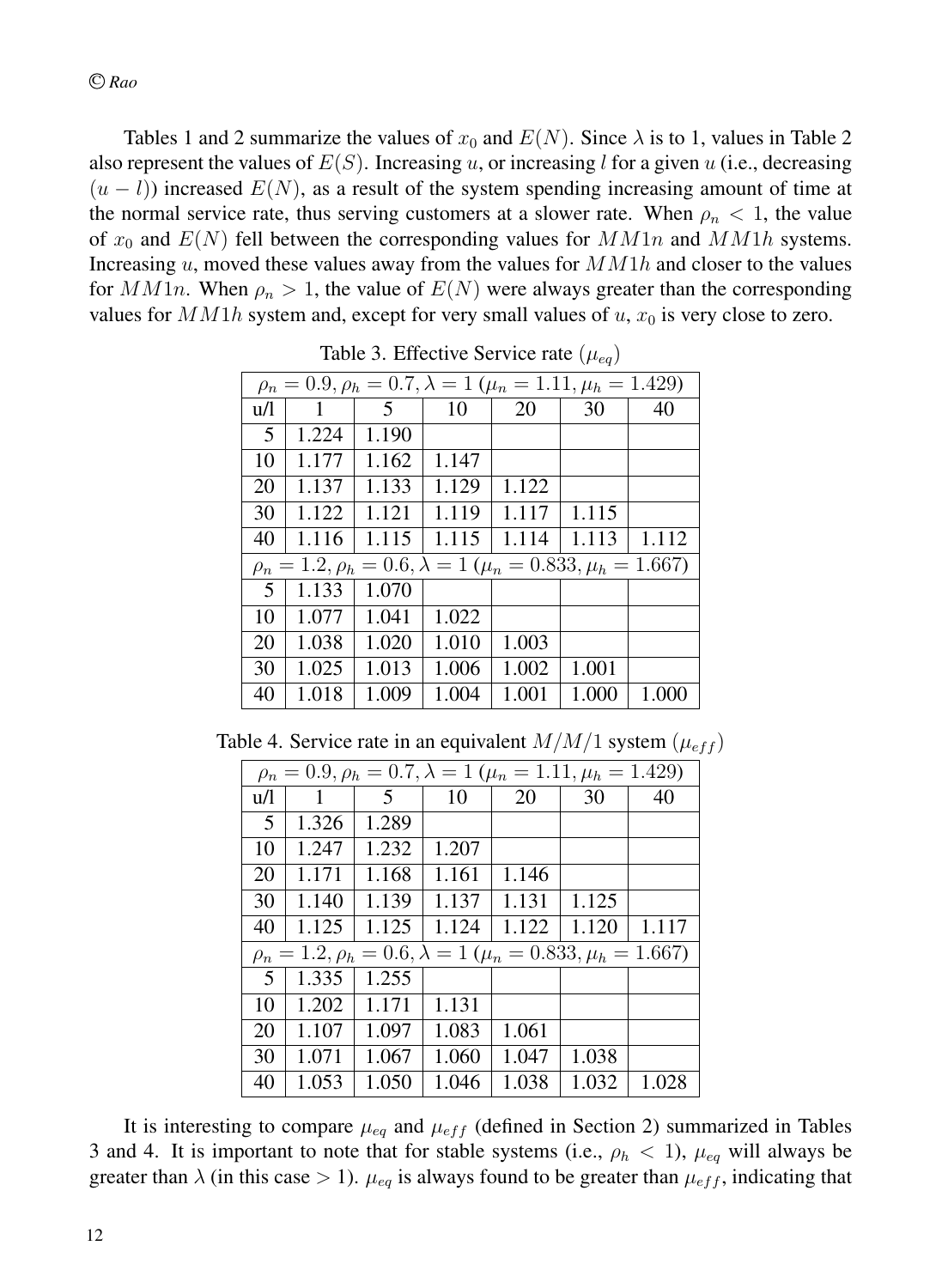Tables 1 and 2 summarize the values of $x_0$ and $E(N)$. Since $\lambda$ is to 1, values in Table 2 also represent the values of $E(S)$. Increasing $u$, or increasing $l$ for a given $u$ (i.e., decreasing $(u-l)$) increased $E(N)$, as a result of the system spending increasing amount of time at the normal service rate, thus serving customers at a slower rate. When $\rho_n < 1$, the value of $x_0$ and $E(N)$ fell between the corresponding values for $MM1n$ and $MM1h$ systems. Increasing $u$, moved these values away from the values for $MM1h$ and closer to the values for $MM1n$. When $\rho_n > 1$, the value of $E(N)$ were always greater than the corresponding values for $MM1h$ system and, except for very small values of $u$, $x_0$ is very close to zero.

Table 3. Effective Service rate ($\mu_{eq}$)

| $\rho_n = 0.9, \rho_h = 0.7, \lambda = 1$ ($\mu_n = 1.11, \mu_h = 1.429$) | | | | | | |
|---|---|---|---|---|---|---|
| u/l | 1 | 5 | 10 | 20 | 30 | 40 |
| 5 | 1.224 | 1.190 | | | | |
| 10 | 1.177 | 1.162 | 1.147 | | | |
| 20 | 1.137 | 1.133 | 1.129 | 1.122 | | |
| 30 | 1.122 | 1.121 | 1.119 | 1.117 | 1.115 | |
| 40 | 1.116 | 1.115 | 1.115 | 1.114 | 1.113 | 1.112 |
| $\rho_n = 1.2, \rho_h = 0.6, \lambda = 1$ ($\mu_n = 0.833, \mu_h = 1.667$) | | | | | | |
| 5 | 1.133 | 1.070 | | | | |
| 10 | 1.077 | 1.041 | 1.022 | | | |
| 20 | 1.038 | 1.020 | 1.010 | 1.003 | | |
| 30 | 1.025 | 1.013 | 1.006 | 1.002 | 1.001 | |
| 40 | 1.018 | 1.009 | 1.004 | 1.001 | 1.000 | 1.000 |

Table 4. Service rate in an equivalent $M/M/1$ system ($\mu_{eff}$)

| $\rho_n = 0.9, \rho_h = 0.7, \lambda = 1$ ($\mu_n = 1.11, \mu_h = 1.429$) | | | | | | |
|---|---|---|---|---|---|---|
| u/l | 1 | 5 | 10 | 20 | 30 | 40 |
| 5 | 1.326 | 1.289 | | | | |
| 10 | 1.247 | 1.232 | 1.207 | | | |
| 20 | 1.171 | 1.168 | 1.161 | 1.146 | | |
| 30 | 1.140 | 1.139 | 1.137 | 1.131 | 1.125 | |
| 40 | 1.125 | 1.125 | 1.124 | 1.122 | 1.120 | 1.117 |
| $\rho_n = 1.2, \rho_h = 0.6, \lambda = 1$ ($\mu_n = 0.833, \mu_h = 1.667$) | | | | | | |
| 5 | 1.335 | 1.255 | | | | |
| 10 | 1.202 | 1.171 | 1.131 | | | |
| 20 | 1.107 | 1.097 | 1.083 | 1.061 | | |
| 30 | 1.071 | 1.067 | 1.060 | 1.047 | 1.038 | |
| 40 | 1.053 | 1.050 | 1.046 | 1.038 | 1.032 | 1.028 |

It is interesting to compare $\mu_{eq}$ and $\mu_{eff}$ (defined in Section 2) summarized in Tables 3 and 4. It is important to note that for stable systems (i.e., $\rho_h < 1$), $\mu_{eq}$ will always be greater than $\lambda$ (in this case $> 1$). $\mu_{eq}$ is always found to be greater than $\mu_{eff}$, indicating that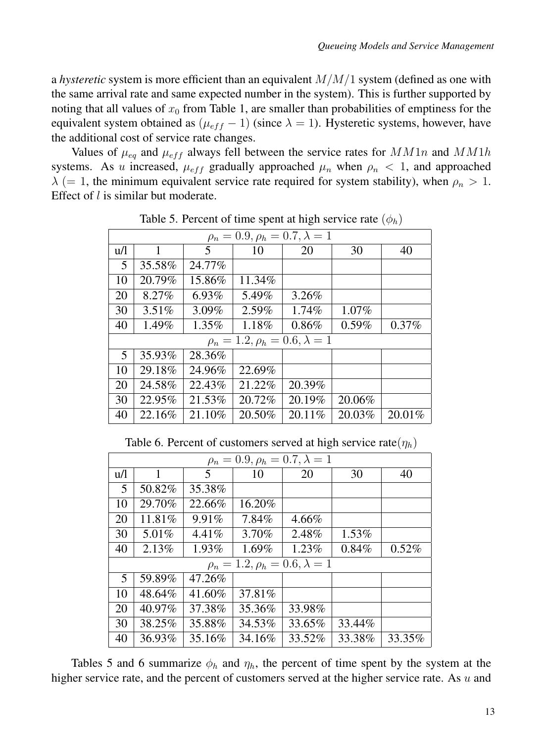a *hysteretic* system is more efficient than an equivalent $M/M/1$ system (defined as one with the same arrival rate and same expected number in the system). This is further supported by noting that all values of $x_0$ from Table 1, are smaller than probabilities of emptiness for the equivalent system obtained as $(\mu_{eff} - 1)$ (since $\lambda = 1$). Hysteretic systems, however, have the additional cost of service rate changes.

Values of $\mu_{eq}$ and $\mu_{eff}$ always fell between the service rates for $MM1n$ and $MM1h$ systems. As $u$ increased, $\mu_{eff}$ gradually approached $\mu_n$ when $\rho_n < 1$, and approached $\lambda$ (= 1, the minimum equivalent service rate required for system stability), when $\rho_n > 1$. Effect of $l$ is similar but moderate.

Table 5. Percent of time spent at high service rate ($\phi_h$)

| $\rho_n = 0.9, \rho_h = 0.7, \lambda = 1$ | | | | | | |
|---|---|---|---|---|---|---|
| u/l | 1 | 5 | 10 | 20 | 30 | 40 |
| 5 | 35.58% | 24.77% | | | | |
| 10 | 20.79% | 15.86% | 11.34% | | | |
| 20 | 8.27% | 6.93% | 5.49% | 3.26% | | |
| 30 | 3.51% | 3.09% | 2.59% | 1.74% | 1.07% | |
| 40 | 1.49% | 1.35% | 1.18% | 0.86% | 0.59% | 0.37% |
| $\rho_n = 1.2, \rho_h = 0.6, \lambda = 1$ | | | | | | |
| 5 | 35.93% | 28.36% | | | | |
| 10 | 29.18% | 24.96% | 22.69% | | | |
| 20 | 24.58% | 22.43% | 21.22% | 20.39% | | |
| 30 | 22.95% | 21.53% | 20.72% | 20.19% | 20.06% | |
| 40 | 22.16% | 21.10% | 20.50% | 20.11% | 20.03% | 20.01% |

Table 6. Percent of customers served at high service rate($\eta_h$)

| $\rho_n = 0.9, \rho_h = 0.7, \lambda = 1$ | | | | | | |
|---|---|---|---|---|---|---|
| u/l | 1 | 5 | 10 | 20 | 30 | 40 |
| 5 | 50.82% | 35.38% | | | | |
| 10 | 29.70% | 22.66% | 16.20% | | | |
| 20 | 11.81% | 9.91% | 7.84% | 4.66% | | |
| 30 | 5.01% | 4.41% | 3.70% | 2.48% | 1.53% | |
| 40 | 2.13% | 1.93% | 1.69% | 1.23% | 0.84% | 0.52% |
| $\rho_n = 1.2, \rho_h = 0.6, \lambda = 1$ | | | | | | |
| 5 | 59.89% | 47.26% | | | | |
| 10 | 48.64% | 41.60% | 37.81% | | | |
| 20 | 40.97% | 37.38% | 35.36% | 33.98% | | |
| 30 | 38.25% | 35.88% | 34.53% | 33.65% | 33.44% | |
| 40 | 36.93% | 35.16% | 34.16% | 33.52% | 33.38% | 33.35% |

Tables 5 and 6 summarize $\phi_h$ and $\eta_h$, the percent of time spent by the system at the higher service rate, and the percent of customers served at the higher service rate. As $u$ and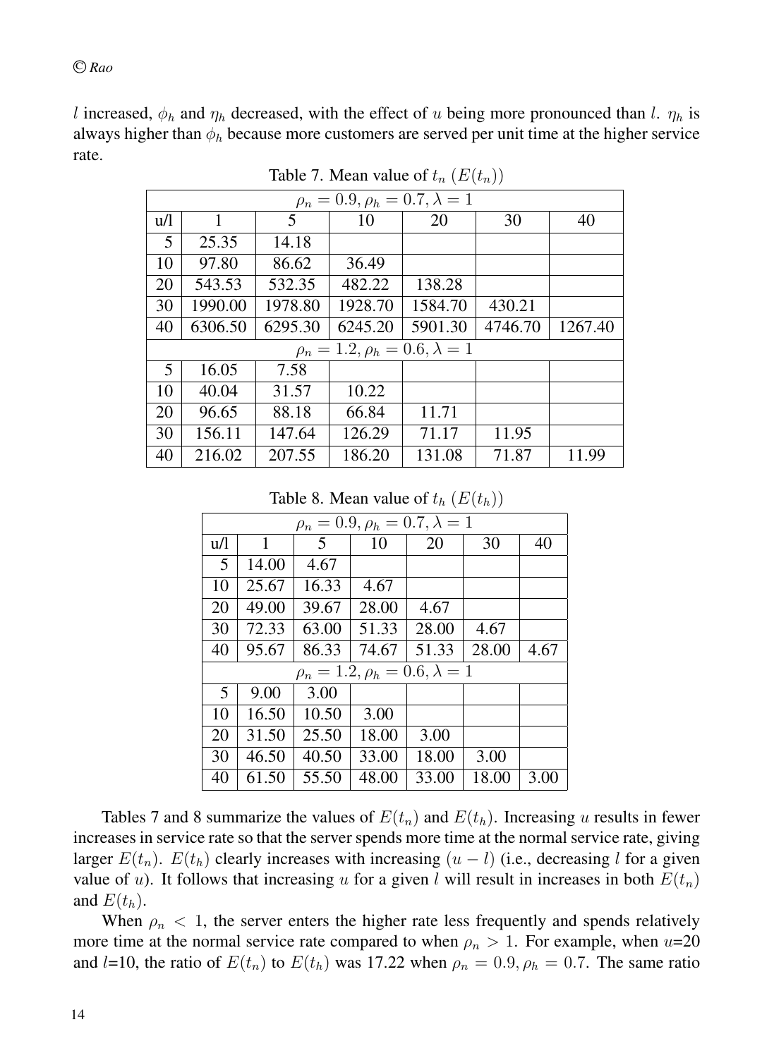$l$ increased, $\phi_h$ and $\eta_h$ decreased, with the effect of $u$ being more pronounced than $l$. $\eta_h$ is always higher than $\phi_h$ because more customers are served per unit time at the higher service rate.

Table 7. Mean value of $t_n$ ($E(t_n)$)

| $\rho_n = 0.9, \rho_h = 0.7, \lambda = 1$ | | | | | | |
|---|---|---|---|---|---|---|
| u/l | 1 | 5 | 10 | 20 | 30 | 40 |
| 5 | 25.35 | 14.18 | | | | |
| 10 | 97.80 | 86.62 | 36.49 | | | |
| 20 | 543.53 | 532.35 | 482.22 | 138.28 | | |
| 30 | 1990.00 | 1978.80 | 1928.70 | 1584.70 | 430.21 | |
| 40 | 6306.50 | 6295.30 | 6245.20 | 5901.30 | 4746.70 | 1267.40 |
| $\rho_n = 1.2, \rho_h = 0.6, \lambda = 1$ | | | | | | |
| 5 | 16.05 | 7.58 | | | | |
| 10 | 40.04 | 31.57 | 10.22 | | | |
| 20 | 96.65 | 88.18 | 66.84 | 11.71 | | |
| 30 | 156.11 | 147.64 | 126.29 | 71.17 | 11.95 | |
| 40 | 216.02 | 207.55 | 186.20 | 131.08 | 71.87 | 11.99 |

Table 8. Mean value of $t_h$ ($E(t_h)$)

| $\rho_n = 0.9, \rho_h = 0.7, \lambda = 1$ | | | | | | |
|---|---|---|---|---|---|---|
| u/l | 1 | 5 | 10 | 20 | 30 | 40 |
| 5 | 14.00 | 4.67 | | | | |
| 10 | 25.67 | 16.33 | 4.67 | | | |
| 20 | 49.00 | 39.67 | 28.00 | 4.67 | | |
| 30 | 72.33 | 63.00 | 51.33 | 28.00 | 4.67 | |
| 40 | 95.67 | 86.33 | 74.67 | 51.33 | 28.00 | 4.67 |
| $\rho_n = 1.2, \rho_h = 0.6, \lambda = 1$ | | | | | | |
| 5 | 9.00 | 3.00 | | | | |
| 10 | 16.50 | 10.50 | 3.00 | | | |
| 20 | 31.50 | 25.50 | 18.00 | 3.00 | | |
| 30 | 46.50 | 40.50 | 33.00 | 18.00 | 3.00 | |
| 40 | 61.50 | 55.50 | 48.00 | 33.00 | 18.00 | 3.00 |

Tables 7 and 8 summarize the values of $E(t_n)$ and $E(t_h)$. Increasing $u$ results in fewer increases in service rate so that the server spends more time at the normal service rate, giving larger $E(t_n)$. $E(t_h)$ clearly increases with increasing $(u - l)$ (i.e., decreasing $l$ for a given value of $u$). It follows that increasing $u$ for a given $l$ will result in increases in both $E(t_n)$ and $E(t_h)$.

When $\rho_n < 1$, the server enters the higher rate less frequently and spends relatively more time at the normal service rate compared to when $\rho_n > 1$. For example, when $u$=20 and $l$=10, the ratio of $E(t_n)$ to $E(t_h)$ was 17.22 when $\rho_n = 0.9, \rho_h = 0.7$. The same ratio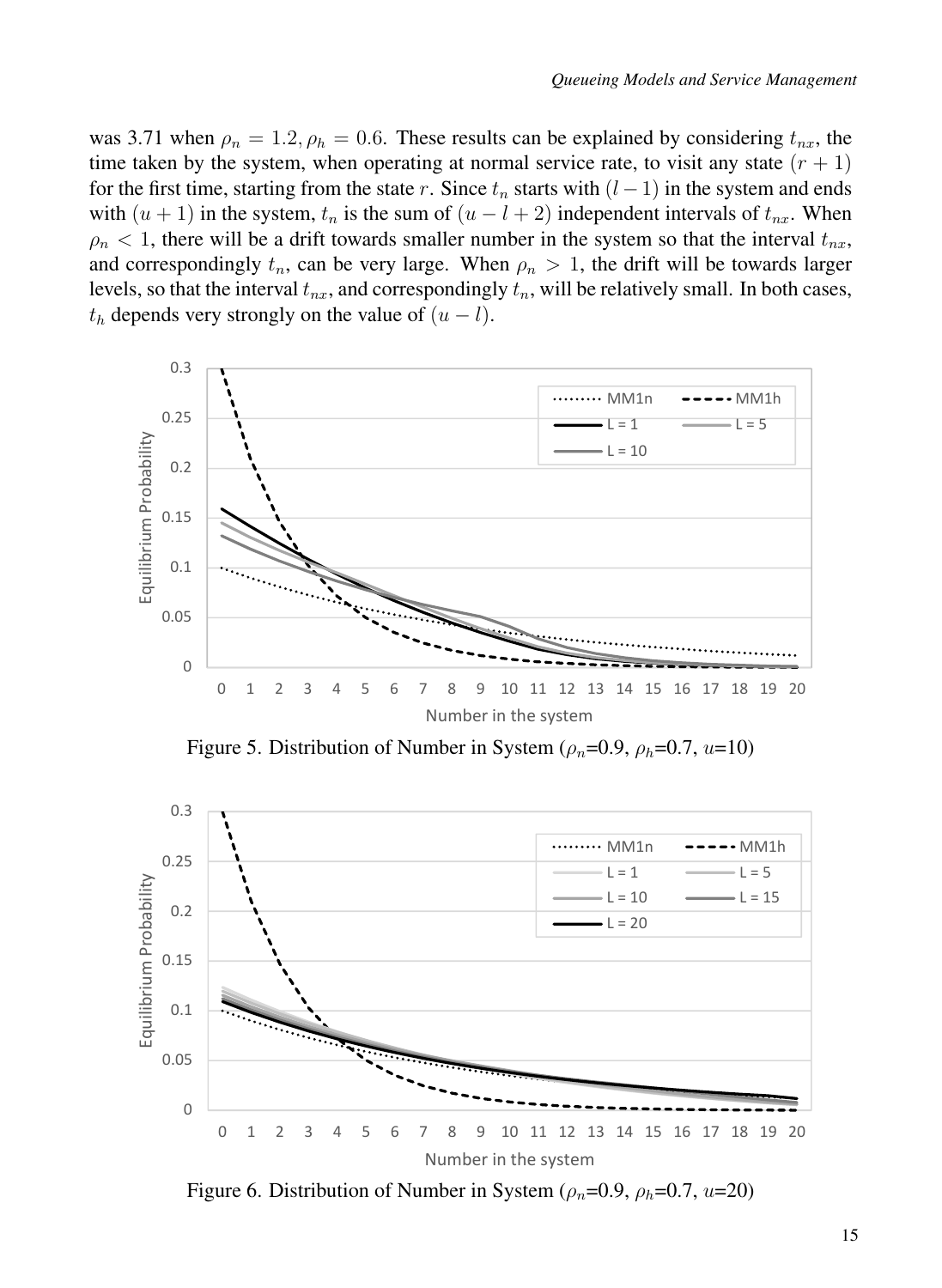was 3.71 when $\rho_n = 1.2, \rho_h = 0.6$. These results can be explained by considering $t_{nx}$, the time taken by the system, when operating at normal service rate, to visit any state $(r + 1)$ for the first time, starting from the state $r$. Since $t_n$ starts with $(l - 1)$ in the system and ends with $(u + 1)$ in the system, $t_n$ is the sum of $(u - l + 2)$ independent intervals of $t_{nx}$. When $\rho_n < 1$, there will be a drift towards smaller number in the system so that the interval $t_{nx}$, and correspondingly $t_n$, can be very large. When $\rho_n > 1$, the drift will be towards larger levels, so that the interval $t_{nx}$, and correspondingly $t_n$, will be relatively small. In both cases, $t_h$ depends very strongly on the value of $(u - l)$.

Figure 5. Distribution of Number in System ($\rho_n$=0.9, $\rho_h$=0.7, $u$=10)

Figure 6. Distribution of Number in System ($\rho_n$=0.9, $\rho_h$=0.7, $u$=20)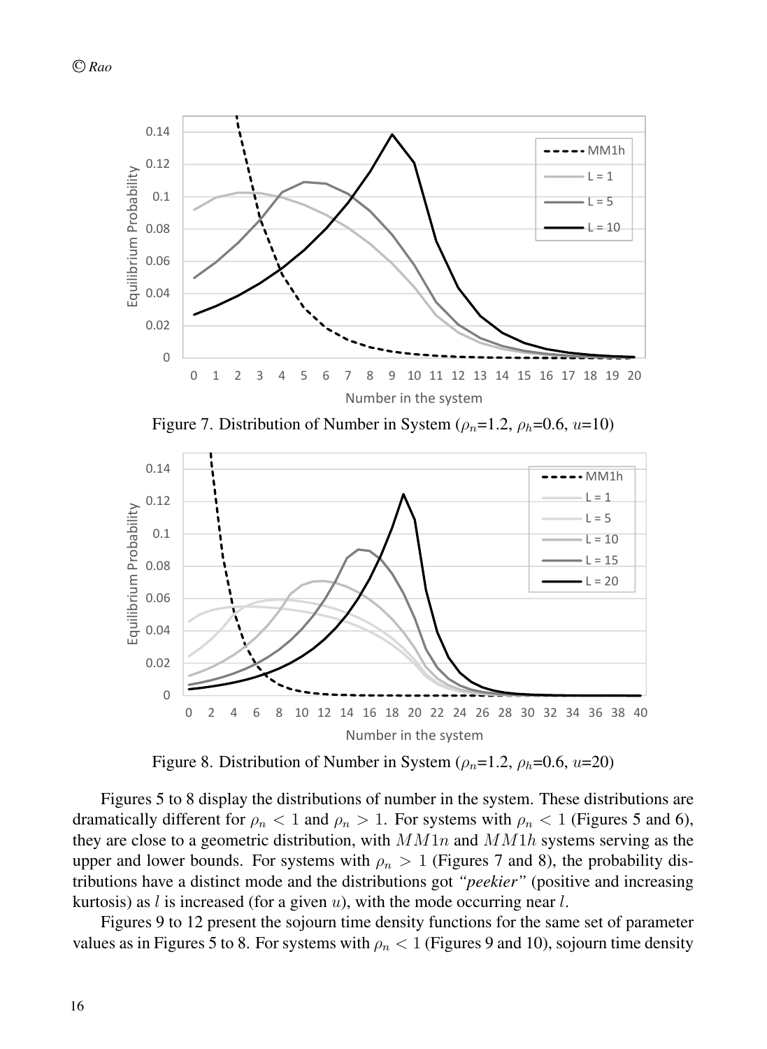Figure 7. Distribution of Number in System ($\rho_n$=1.2, $\rho_h$=0.6, $u$=10)

Figure 8. Distribution of Number in System ($\rho_n$=1.2, $\rho_h$=0.6, $u$=20)

Figures 5 to 8 display the distributions of number in the system. These distributions are dramatically different for $\rho_n < 1$ and $\rho_n > 1$. For systems with $\rho_n < 1$ (Figures 5 and 6), they are close to a geometric distribution, with $MM1n$ and $MM1h$ systems serving as the upper and lower bounds. For systems with $\rho_n > 1$ (Figures 7 and 8), the probability distributions have a distinct mode and the distributions got *"peekier"* (positive and increasing kurtosis) as $l$ is increased (for a given $u$), with the mode occurring near $l$.

Figures 9 to 12 present the sojourn time density functions for the same set of parameter values as in Figures 5 to 8. For systems with $\rho_n < 1$ (Figures 9 and 10), sojourn time density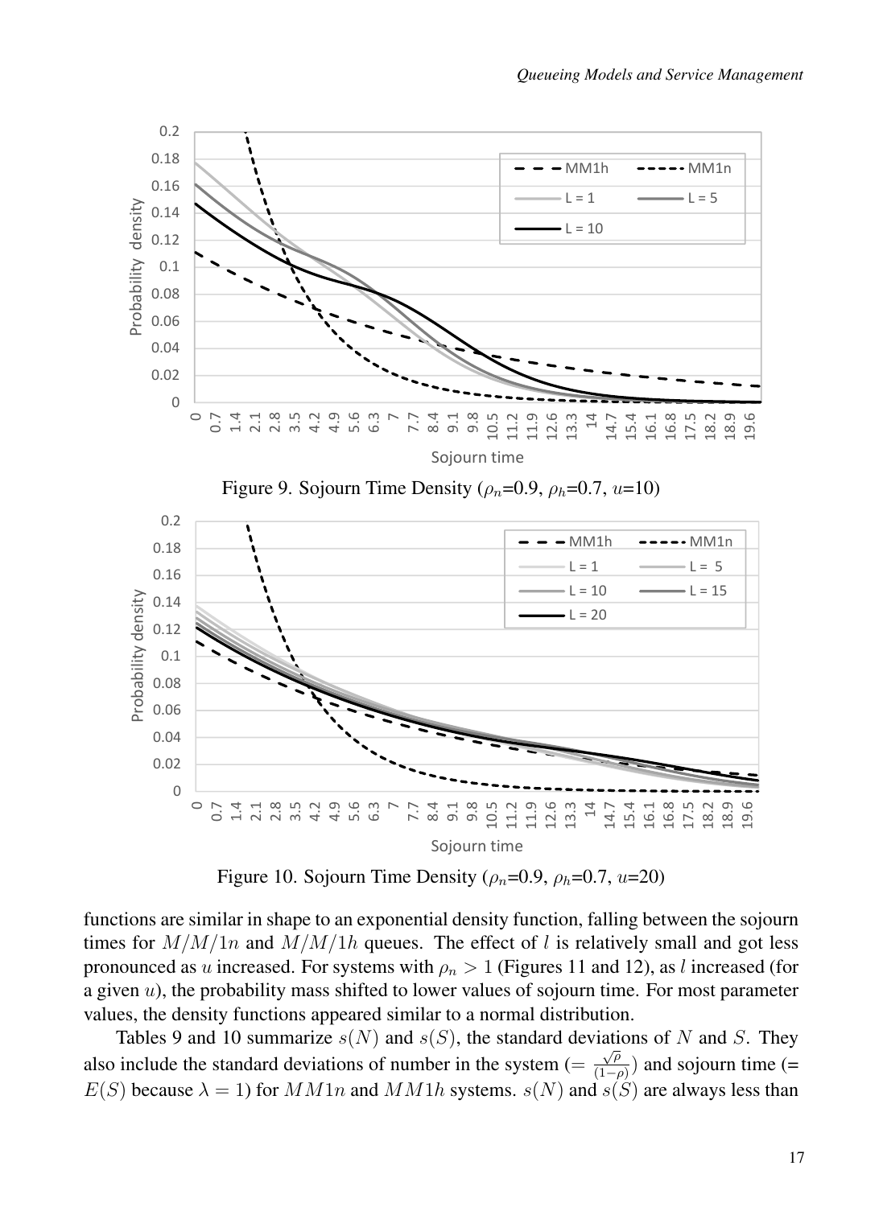Figure 9. Sojourn Time Density ($\rho_n$=0.9, $\rho_h$=0.7, $u$=10)

Figure 10. Sojourn Time Density ($\rho_n$=0.9, $\rho_h$=0.7, $u$=20)

functions are similar in shape to an exponential density function, falling between the sojourn times for $M/M/1n$ and $M/M/1h$ queues. The effect of $l$ is relatively small and got less pronounced as $u$ increased. For systems with $\rho_n > 1$ (Figures 11 and 12), as $l$ increased (for a given $u$), the probability mass shifted to lower values of sojourn time. For most parameter values, the density functions appeared similar to a normal distribution.

Tables 9 and 10 summarize $s(N)$ and $s(S)$, the standard deviations of $N$ and $S$. They also include the standard deviations of number in the system ($= \frac{\sqrt{\rho}}{(1-\rho)}$) and sojourn time (= $E(S)$ because $\lambda = 1$) for $MM1n$ and $MM1h$ systems. $s(N)$ and $s(S)$ are always less than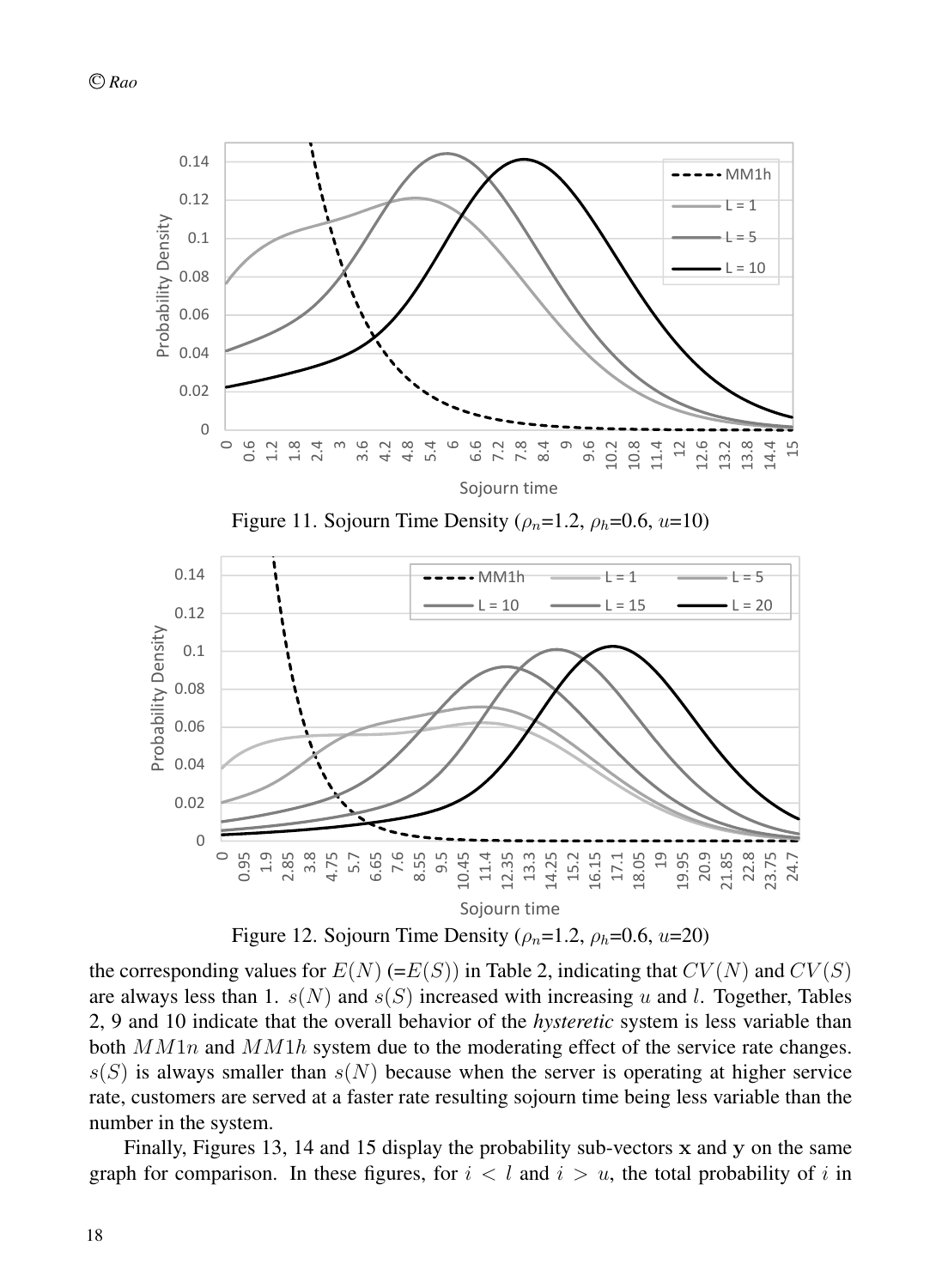Figure 11. Sojourn Time Density ($\rho_n$=1.2, $\rho_h$=0.6, $u$=10)

Figure 12. Sojourn Time Density ($\rho_n$=1.2, $\rho_h$=0.6, $u$=20)

the corresponding values for $E(N)$ (=$E(S)$) in Table 2, indicating that $CV(N)$ and $CV(S)$ are always less than 1. $s(N)$ and $s(S)$ increased with increasing $u$ and $l$. Together, Tables 2, 9 and 10 indicate that the overall behavior of the *hysteretic* system is less variable than both $MM1n$ and $MM1h$ system due to the moderating effect of the service rate changes. $s(S)$ is always smaller than $s(N)$ because when the server is operating at higher service rate, customers are served at a faster rate resulting sojourn time being less variable than the number in the system.

Finally, Figures 13, 14 and 15 display the probability sub-vectors $\mathbf{x}$ and $\mathbf{y}$ on the same graph for comparison. In these figures, for $i < l$ and $i > u$, the total probability of $i$ in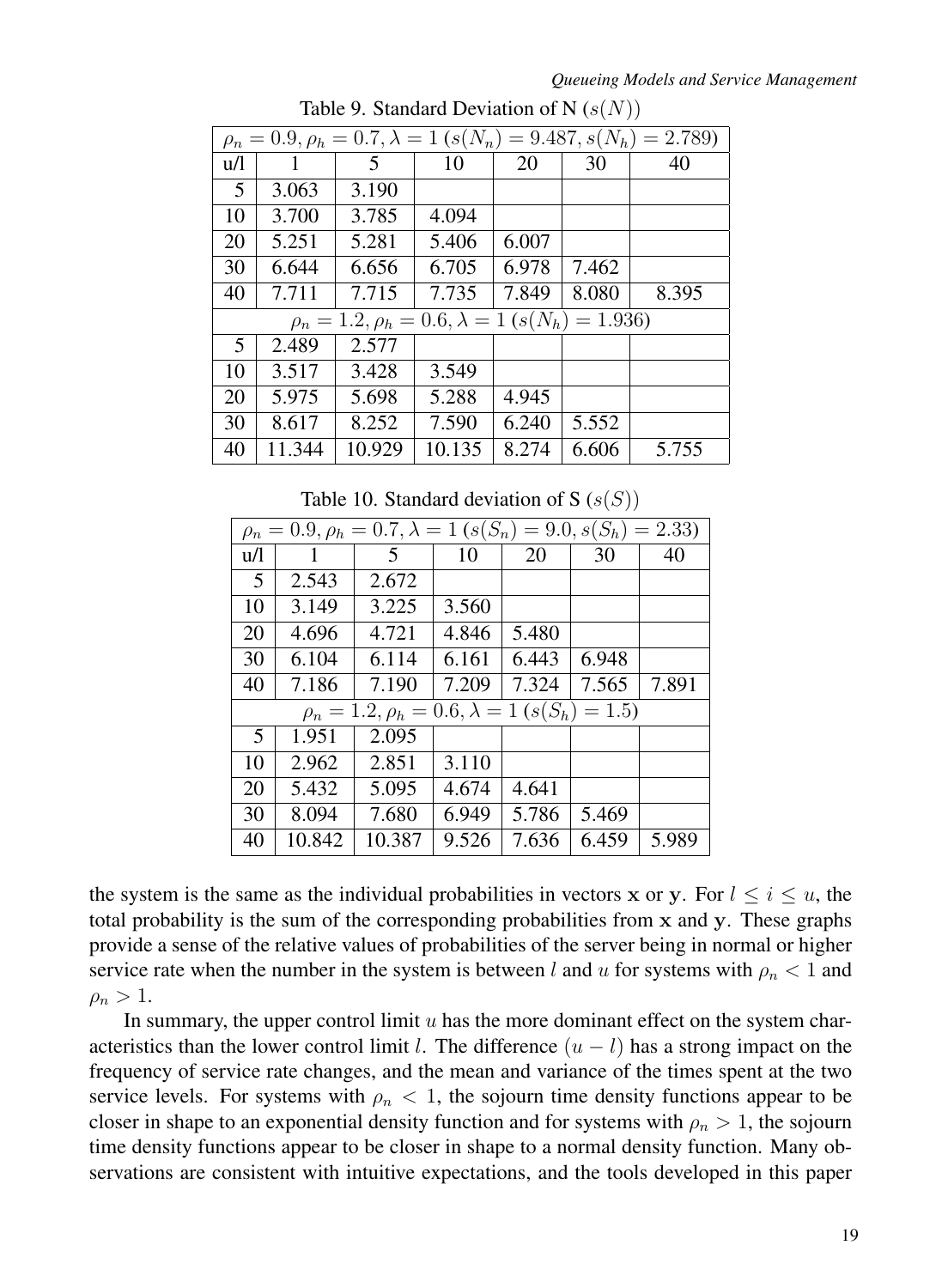Table 9. Standard Deviation of N ($s(N)$)

| $\rho_n = 0.9, \rho_h = 0.7, \lambda = 1$ ($s(N_n) = 9.487, s(N_h) = 2.789$) | | | | | | |
|---|---|---|---|---|---|---|
| u/l | 1 | 5 | 10 | 20 | 30 | 40 |
| 5 | 3.063 | 3.190 | | | | |
| 10 | 3.700 | 3.785 | 4.094 | | | |
| 20 | 5.251 | 5.281 | 5.406 | 6.007 | | |
| 30 | 6.644 | 6.656 | 6.705 | 6.978 | 7.462 | |
| 40 | 7.711 | 7.715 | 7.735 | 7.849 | 8.080 | 8.395 |
| $\rho_n = 1.2, \rho_h = 0.6, \lambda = 1$ ($s(N_h) = 1.936$) | | | | | | |
| 5 | 2.489 | 2.577 | | | | |
| 10 | 3.517 | 3.428 | 3.549 | | | |
| 20 | 5.975 | 5.698 | 5.288 | 4.945 | | |
| 30 | 8.617 | 8.252 | 7.590 | 6.240 | 5.552 | |
| 40 | 11.344 | 10.929 | 10.135 | 8.274 | 6.606 | 5.755 |

Table 10. Standard deviation of S ($s(S)$)

| $\rho_n = 0.9, \rho_h = 0.7, \lambda = 1$ ($s(S_n) = 9.0, s(S_h) = 2.33$) | | | | | | |
|---|---|---|---|---|---|---|
| u/l | 1 | 5 | 10 | 20 | 30 | 40 |
| 5 | 2.543 | 2.672 | | | | |
| 10 | 3.149 | 3.225 | 3.560 | | | |
| 20 | 4.696 | 4.721 | 4.846 | 5.480 | | |
| 30 | 6.104 | 6.114 | 6.161 | 6.443 | 6.948 | |
| 40 | 7.186 | 7.190 | 7.209 | 7.324 | 7.565 | 7.891 |
| $\rho_n = 1.2, \rho_h = 0.6, \lambda = 1$ ($s(S_h) = 1.5$) | | | | | | |
| 5 | 1.951 | 2.095 | | | | |
| 10 | 2.962 | 2.851 | 3.110 | | | |
| 20 | 5.432 | 5.095 | 4.674 | 4.641 | | |
| 30 | 8.094 | 7.680 | 6.949 | 5.786 | 5.469 | |
| 40 | 10.842 | 10.387 | 9.526 | 7.636 | 6.459 | 5.989 |

the system is the same as the individual probabilities in vectors $\mathbf{x}$ or $\mathbf{y}$. For $l \leq i \leq u$, the total probability is the sum of the corresponding probabilities from $\mathbf{x}$ and $\mathbf{y}$. These graphs provide a sense of the relative values of probabilities of the server being in normal or higher service rate when the number in the system is between $l$ and $u$ for systems with $\rho_n < 1$ and $\rho_n > 1$.

In summary, the upper control limit $u$ has the more dominant effect on the system characteristics than the lower control limit $l$. The difference $(u - l)$ has a strong impact on the frequency of service rate changes, and the mean and variance of the times spent at the two service levels. For systems with $\rho_n < 1$, the sojourn time density functions appear to be closer in shape to an exponential density function and for systems with $\rho_n > 1$, the sojourn time density functions appear to be closer in shape to a normal density function. Many observations are consistent with intuitive expectations, and the tools developed in this paper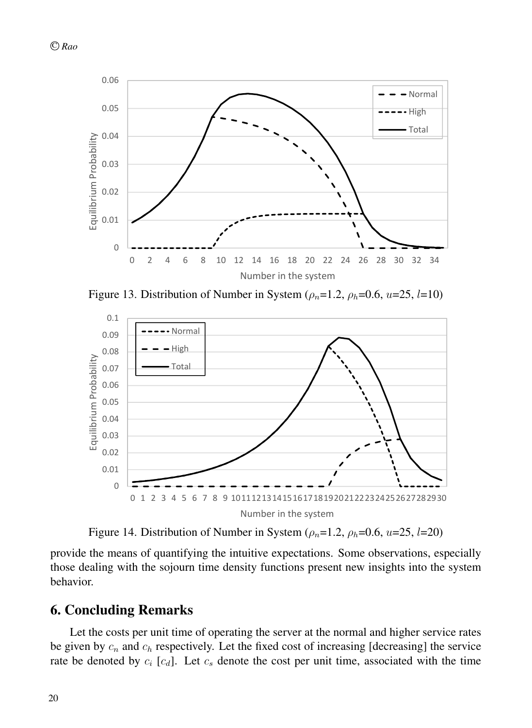Figure 13. Distribution of Number in System ($\rho_n$=1.2, $\rho_h$=0.6, $u$=25, $l$=10)

Figure 14. Distribution of Number in System ($\rho_n$=1.2, $\rho_h$=0.6, $u$=25, $l$=20)

provide the means of quantifying the intuitive expectations. Some observations, especially those dealing with the sojourn time density functions present new insights into the system behavior.

## 6. Concluding Remarks

Let the costs per unit time of operating the server at the normal and higher service rates be given by $c_n$ and $c_h$ respectively. Let the fixed cost of increasing [decreasing] the service rate be denoted by $c_i$ [$c_d$]. Let $c_s$ denote the cost per unit time, associated with the time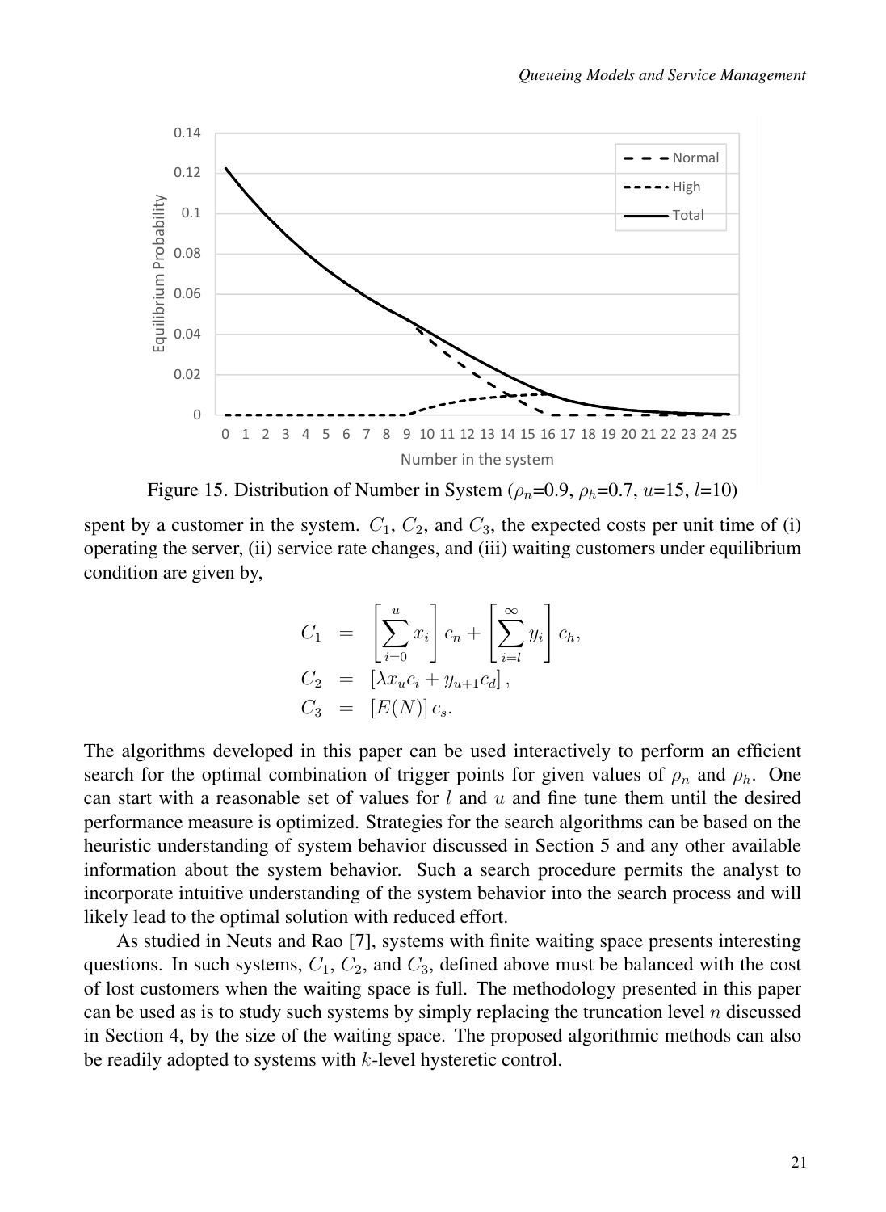Figure 15. Distribution of Number in System ($\rho_n$=0.9, $\rho_h$=0.7, $u$=15, $l$=10)

spent by a customer in the system. $C_1$, $C_2$, and $C_3$, the expected costs per unit time of (i) operating the server, (ii) service rate changes, and (iii) waiting customers under equilibrium condition are given by,

$$
\begin{aligned}
C_1 &= \left[\sum_{i=0}^{u} x_i\right] c_n + \left[\sum_{i=l}^{\infty} y_i\right] c_h, \\
C_2 &= \left[\lambda x_u c_i + y_{u+1} c_d\right], \\
C_3 &= \left[E(N)\right] c_s.
\end{aligned}
$$

The algorithms developed in this paper can be used interactively to perform an efficient search for the optimal combination of trigger points for given values of $\rho_n$ and $\rho_h$. One can start with a reasonable set of values for $l$ and $u$ and fine tune them until the desired performance measure is optimized. Strategies for the search algorithms can be based on the heuristic understanding of system behavior discussed in Section 5 and any other available information about the system behavior. Such a search procedure permits the analyst to incorporate intuitive understanding of the system behavior into the search process and will likely lead to the optimal solution with reduced effort.

As studied in Neuts and Rao [7], systems with finite waiting space presents interesting questions. In such systems, $C_1$, $C_2$, and $C_3$, defined above must be balanced with the cost of lost customers when the waiting space is full. The methodology presented in this paper can be used as is to study such systems by simply replacing the truncation level $n$ discussed in Section 4, by the size of the waiting space. The proposed algorithmic methods can also be readily adopted to systems with $k$-level hysteretic control.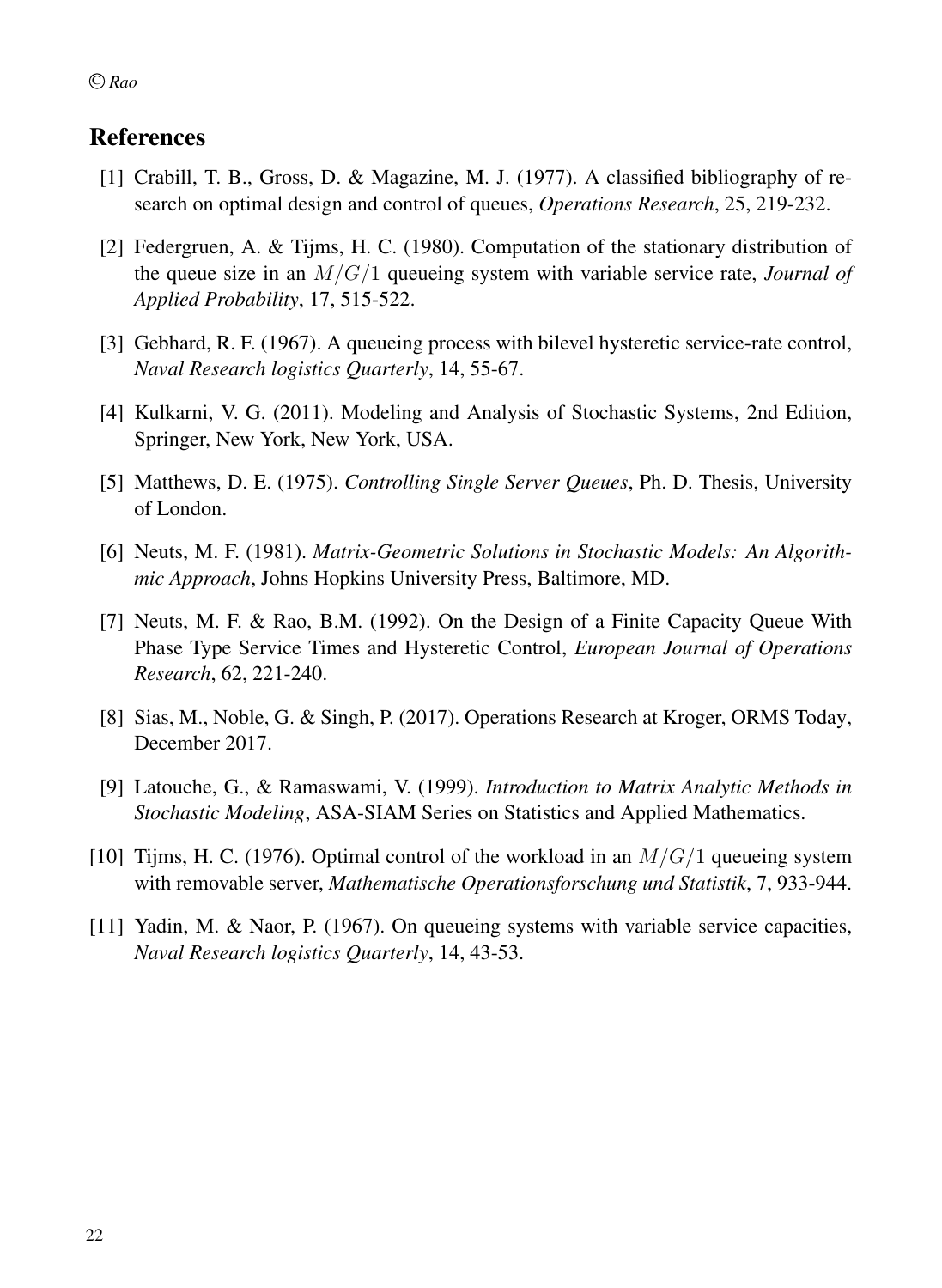## References

[1] Crabill, T. B., Gross, D. & Magazine, M. J. (1977). A classified bibliography of research on optimal design and control of queues, *Operations Research*, 25, 219-232.

[2] Federgruen, A. & Tijms, H. C. (1980). Computation of the stationary distribution of the queue size in an $M/G/1$ queueing system with variable service rate, *Journal of Applied Probability*, 17, 515-522.

[3] Gebhard, R. F. (1967). A queueing process with bilevel hysteretic service-rate control, *Naval Research logistics Quarterly*, 14, 55-67.

[4] Kulkarni, V. G. (2011). Modeling and Analysis of Stochastic Systems, 2nd Edition, Springer, New York, New York, USA.

[5] Matthews, D. E. (1975). *Controlling Single Server Queues*, Ph. D. Thesis, University of London.

[6] Neuts, M. F. (1981). *Matrix-Geometric Solutions in Stochastic Models: An Algorithmic Approach*, Johns Hopkins University Press, Baltimore, MD.

[7] Neuts, M. F. & Rao, B.M. (1992). On the Design of a Finite Capacity Queue With Phase Type Service Times and Hysteretic Control, *European Journal of Operations Research*, 62, 221-240.

[8] Sias, M., Noble, G. & Singh, P. (2017). Operations Research at Kroger, ORMS Today, December 2017.

[9] Latouche, G., & Ramaswami, V. (1999). *Introduction to Matrix Analytic Methods in Stochastic Modeling*, ASA-SIAM Series on Statistics and Applied Mathematics.

[10] Tijms, H. C. (1976). Optimal control of the workload in an $M/G/1$ queueing system with removable server, *Mathematische Operationsforschung und Statistik*, 7, 933-944.

[11] Yadin, M. & Naor, P. (1967). On queueing systems with variable service capacities, *Naval Research logistics Quarterly*, 14, 43-53.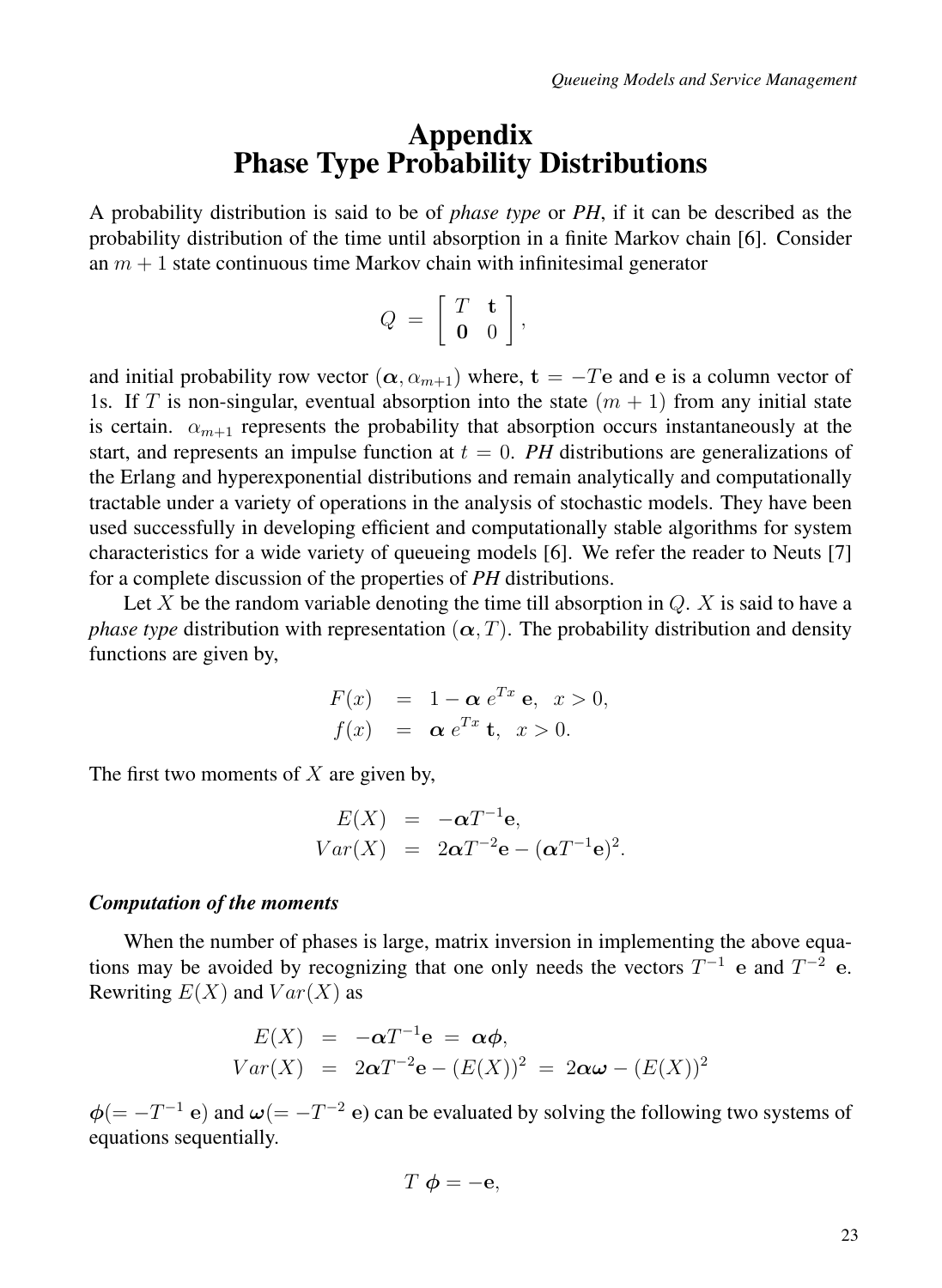# Appendix
# Phase Type Probability Distributions

A probability distribution is said to be of *phase type* or *PH*, if it can be described as the probability distribution of the time until absorption in a finite Markov chain [6]. Consider an $m+1$ state continuous time Markov chain with infinitesimal generator

$$Q \;=\; \begin{bmatrix} T & \mathbf{t} \\ \mathbf{0} & 0 \end{bmatrix},$$

and initial probability row vector $(\boldsymbol{\alpha}, \alpha_{m+1})$ where, $\mathbf{t} = -T\mathbf{e}$ and $\mathbf{e}$ is a column vector of 1s. If $T$ is non-singular, eventual absorption into the state $(m+1)$ from any initial state is certain. $\alpha_{m+1}$ represents the probability that absorption occurs instantaneously at the start, and represents an impulse function at $t = 0$. *PH* distributions are generalizations of the Erlang and hyperexponential distributions and remain analytically and computationally tractable under a variety of operations in the analysis of stochastic models. They have been used successfully in developing efficient and computationally stable algorithms for system characteristics for a wide variety of queueing models [6]. We refer the reader to Neuts [7] for a complete discussion of the properties of *PH* distributions.

Let $X$ be the random variable denoting the time till absorption in $Q$. $X$ is said to have a *phase type* distribution with representation $(\boldsymbol{\alpha}, T)$. The probability distribution and density functions are given by,

$$\begin{aligned} F(x) &= 1 - \boldsymbol{\alpha}\, e^{Tx}\, \mathbf{e}, \quad x > 0, \\ f(x) &= \boldsymbol{\alpha}\, e^{Tx}\, \mathbf{t}, \quad x > 0. \end{aligned}$$

The first two moments of $X$ are given by,

$$\begin{aligned} E(X) &= -\boldsymbol{\alpha} T^{-1}\mathbf{e}, \\ Var(X) &= 2\boldsymbol{\alpha} T^{-2}\mathbf{e} - (\boldsymbol{\alpha} T^{-1}\mathbf{e})^2. \end{aligned}$$

***Computation of the moments***

When the number of phases is large, matrix inversion in implementing the above equations may be avoided by recognizing that one only needs the vectors $T^{-1}\ \mathbf{e}$ and $T^{-2}\ \mathbf{e}$. Rewriting $E(X)$ and $Var(X)$ as

$$\begin{aligned} E(X) &= -\boldsymbol{\alpha} T^{-1}\mathbf{e} \;=\; \boldsymbol{\alpha}\boldsymbol{\phi}, \\ Var(X) &= 2\boldsymbol{\alpha} T^{-2}\mathbf{e} - (E(X))^2 \;=\; 2\boldsymbol{\alpha}\boldsymbol{\omega} - (E(X))^2 \end{aligned}$$

$\boldsymbol{\phi}(= -T^{-1}\ \mathbf{e})$ and $\boldsymbol{\omega}(= -T^{-2}\ \mathbf{e})$ can be evaluated by solving the following two systems of equations sequentially.

$$T\ \boldsymbol{\phi} = -\mathbf{e},$$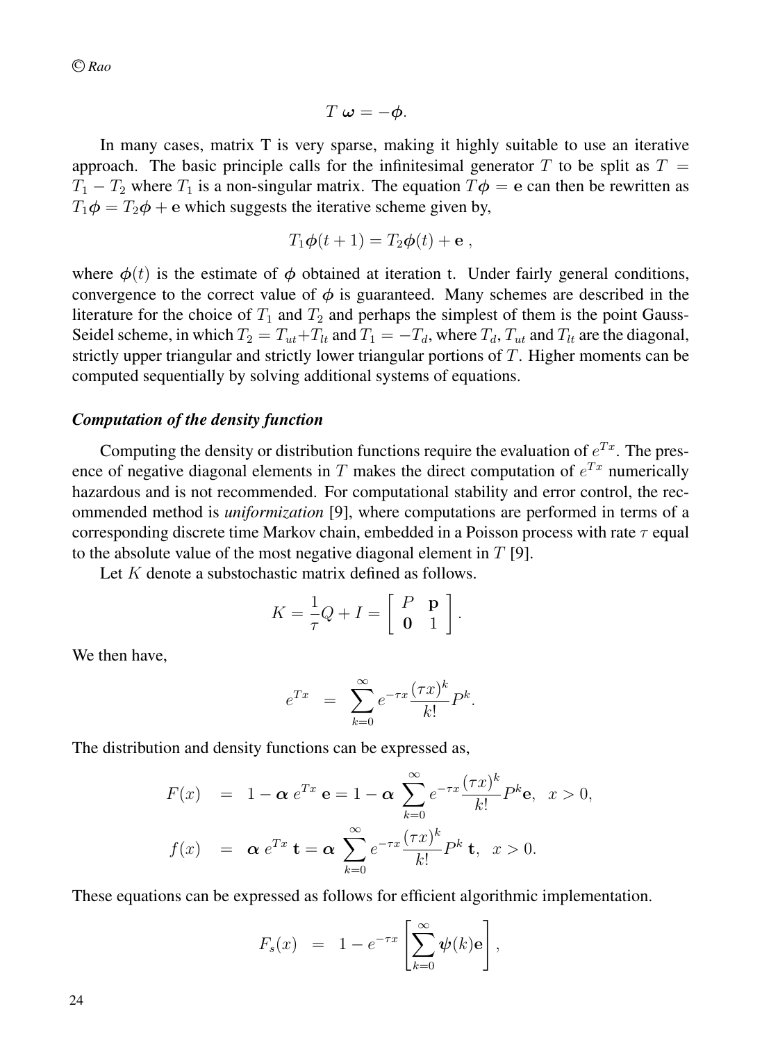$$T\,\boldsymbol{\omega} = -\boldsymbol{\phi}.$$

In many cases, matrix T is very sparse, making it highly suitable to use an iterative approach. The basic principle calls for the infinitesimal generator $T$ to be split as $T = T_1 - T_2$ where $T_1$ is a non-singular matrix. The equation $T\boldsymbol{\phi} = \mathbf{e}$ can then be rewritten as $T_1\boldsymbol{\phi} = T_2\boldsymbol{\phi} + \mathbf{e}$ which suggests the iterative scheme given by,

$$T_1\boldsymbol{\phi}(t+1) = T_2\boldsymbol{\phi}(t) + \mathbf{e}\ ,$$

where $\boldsymbol{\phi}(t)$ is the estimate of $\boldsymbol{\phi}$ obtained at iteration t. Under fairly general conditions, convergence to the correct value of $\boldsymbol{\phi}$ is guaranteed. Many schemes are described in the literature for the choice of $T_1$ and $T_2$ and perhaps the simplest of them is the point Gauss-Seidel scheme, in which $T_2 = T_{ut} + T_{lt}$ and $T_1 = -T_d$, where $T_d$, $T_{ut}$ and $T_{lt}$ are the diagonal, strictly upper triangular and strictly lower triangular portions of $T$. Higher moments can be computed sequentially by solving additional systems of equations.

### *Computation of the density function*

Computing the density or distribution functions require the evaluation of $e^{Tx}$. The presence of negative diagonal elements in $T$ makes the direct computation of $e^{Tx}$ numerically hazardous and is not recommended. For computational stability and error control, the recommended method is *uniformization* [9], where computations are performed in terms of a corresponding discrete time Markov chain, embedded in a Poisson process with rate $\tau$ equal to the absolute value of the most negative diagonal element in $T$ [9].

Let $K$ denote a substochastic matrix defined as follows.

$$K = \frac{1}{\tau}Q + I = \begin{bmatrix} P & \mathbf{p} \\ \mathbf{0} & 1 \end{bmatrix}.$$

We then have,

$$e^{Tx} = \sum_{k=0}^{\infty} e^{-\tau x}\frac{(\tau x)^k}{k!}P^k.$$

The distribution and density functions can be expressed as,

$$F(x) = 1 - \boldsymbol{\alpha}\, e^{Tx}\, \mathbf{e} = 1 - \boldsymbol{\alpha}\sum_{k=0}^{\infty} e^{-\tau x}\frac{(\tau x)^k}{k!}P^k\mathbf{e}, \quad x > 0,$$

$$f(x) = \boldsymbol{\alpha}\, e^{Tx}\, \mathbf{t} = \boldsymbol{\alpha}\sum_{k=0}^{\infty} e^{-\tau x}\frac{(\tau x)^k}{k!}P^k\,\mathbf{t}, \quad x > 0.$$

These equations can be expressed as follows for efficient algorithmic implementation.

$$F_s(x) = 1 - e^{-\tau x}\left[\sum_{k=0}^{\infty}\boldsymbol{\psi}(k)\mathbf{e}\right],$$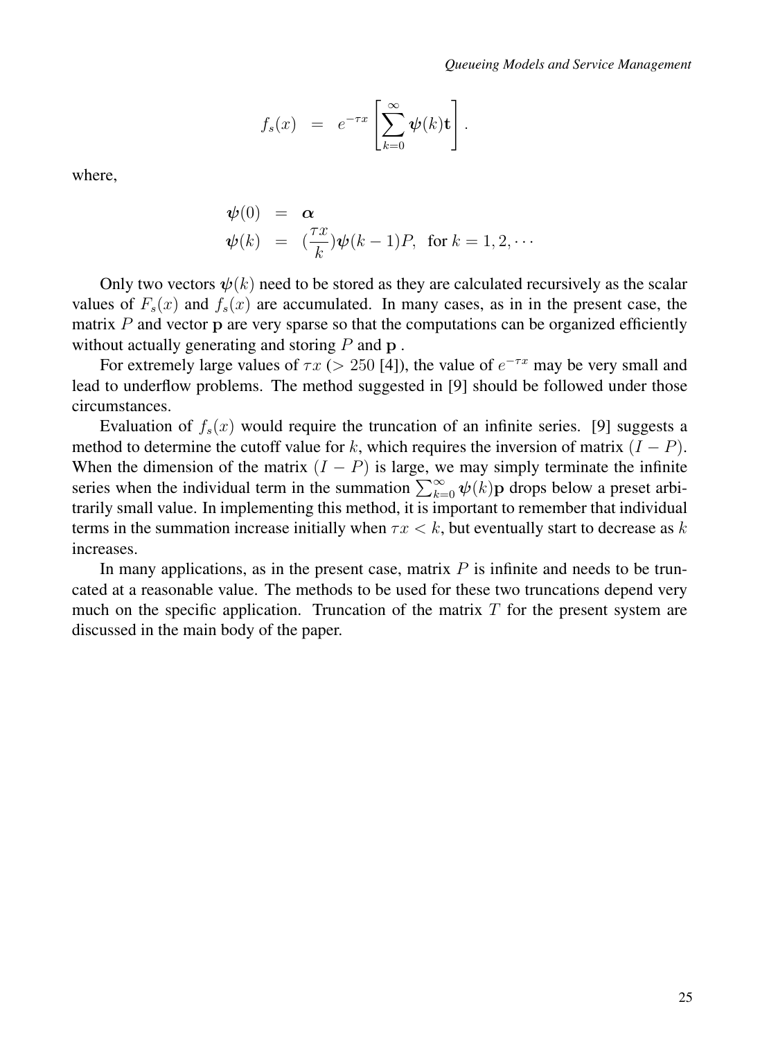$$f_s(x) \;=\; e^{-\tau x}\left[\sum_{k=0}^{\infty} \boldsymbol{\psi}(k)\mathbf{t}\right].$$

where,

$$\begin{aligned}
\boldsymbol{\psi}(0) &= \boldsymbol{\alpha} \\
\boldsymbol{\psi}(k) &= (\frac{\tau x}{k})\boldsymbol{\psi}(k-1)P, \;\text{ for } k = 1, 2, \cdots
\end{aligned}$$

Only two vectors $\boldsymbol{\psi}(k)$ need to be stored as they are calculated recursively as the scalar values of $F_s(x)$ and $f_s(x)$ are accumulated. In many cases, as in in the present case, the matrix $P$ and vector $\mathbf{p}$ are very sparse so that the computations can be organized efficiently without actually generating and storing $P$ and $\mathbf{p}$ .

For extremely large values of $\tau x$ ($> 250$ [4]), the value of $e^{-\tau x}$ may be very small and lead to underflow problems. The method suggested in [9] should be followed under those circumstances.

Evaluation of $f_s(x)$ would require the truncation of an infinite series. [9] suggests a method to determine the cutoff value for $k$, which requires the inversion of matrix $(I - P)$. When the dimension of the matrix $(I - P)$ is large, we may simply terminate the infinite series when the individual term in the summation $\sum_{k=0}^{\infty} \boldsymbol{\psi}(k)\mathbf{p}$ drops below a preset arbitrarily small value. In implementing this method, it is important to remember that individual terms in the summation increase initially when $\tau x < k$, but eventually start to decrease as $k$ increases.

In many applications, as in the present case, matrix $P$ is infinite and needs to be truncated at a reasonable value. The methods to be used for these two truncations depend very much on the specific application. Truncation of the matrix $T$ for the present system are discussed in the main body of the paper.